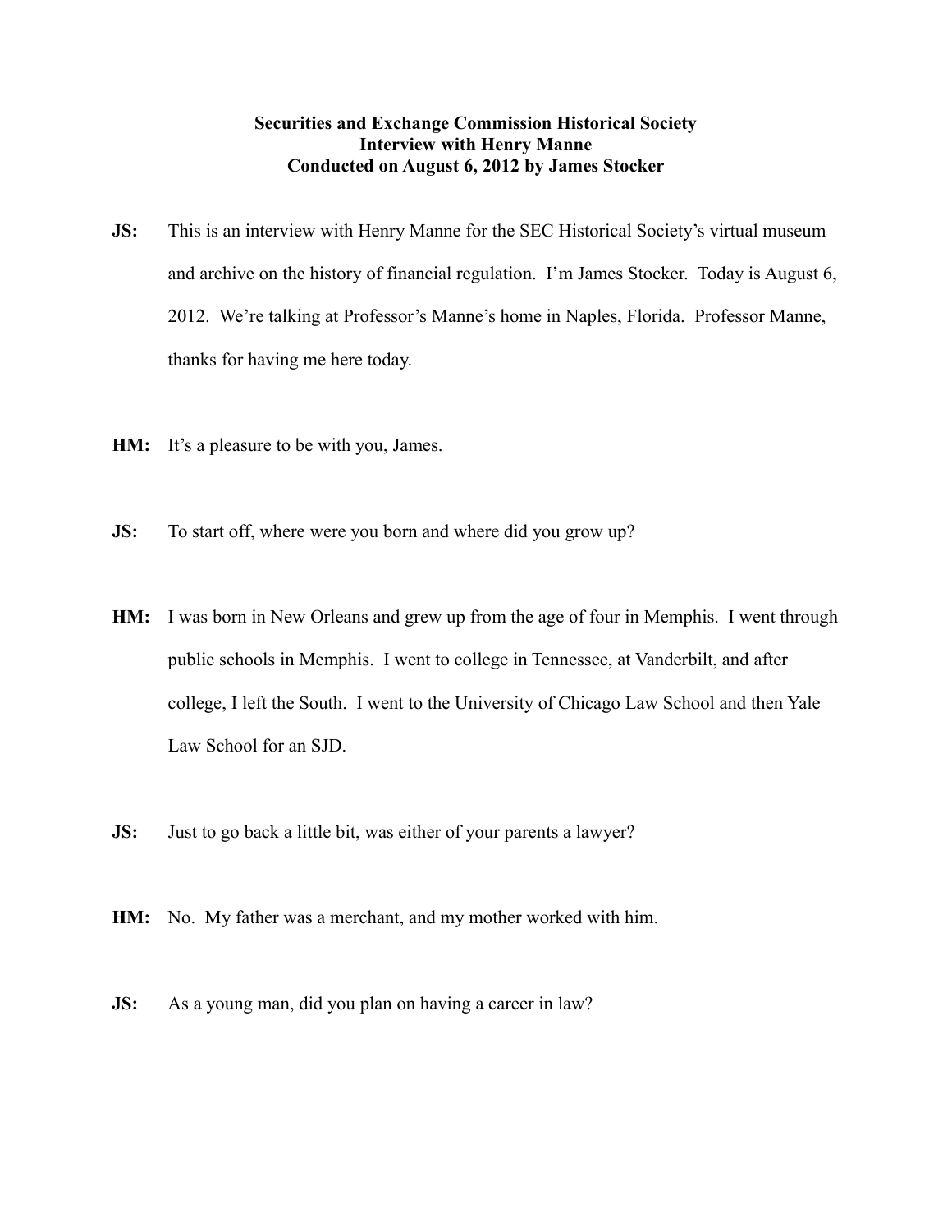**Securities and Exchange Commission Historical Society**
**Interview with Henry Manne**
**Conducted on August 6, 2012 by James Stocker**

**JS:** This is an interview with Henry Manne for the SEC Historical Society's virtual museum and archive on the history of financial regulation. I'm James Stocker. Today is August 6, 2012. We're talking at Professor's Manne's home in Naples, Florida. Professor Manne, thanks for having me here today.

**HM:** It's a pleasure to be with you, James.

**JS:** To start off, where were you born and where did you grow up?

**HM:** I was born in New Orleans and grew up from the age of four in Memphis. I went through public schools in Memphis. I went to college in Tennessee, at Vanderbilt, and after college, I left the South. I went to the University of Chicago Law School and then Yale Law School for an SJD.

**JS:** Just to go back a little bit, was either of your parents a lawyer?

**HM:** No. My father was a merchant, and my mother worked with him.

**JS:** As a young man, did you plan on having a career in law?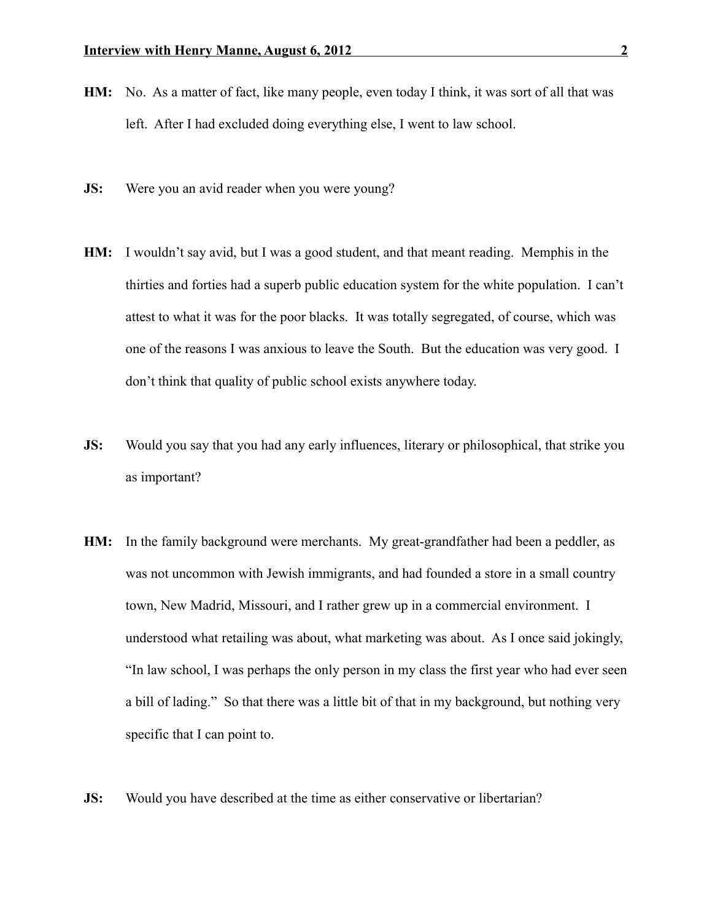**HM:** No. As a matter of fact, like many people, even today I think, it was sort of all that was left. After I had excluded doing everything else, I went to law school.

**JS:** Were you an avid reader when you were young?

**HM:** I wouldn't say avid, but I was a good student, and that meant reading. Memphis in the thirties and forties had a superb public education system for the white population. I can't attest to what it was for the poor blacks. It was totally segregated, of course, which was one of the reasons I was anxious to leave the South. But the education was very good. I don't think that quality of public school exists anywhere today.

**JS:** Would you say that you had any early influences, literary or philosophical, that strike you as important?

**HM:** In the family background were merchants. My great-grandfather had been a peddler, as was not uncommon with Jewish immigrants, and had founded a store in a small country town, New Madrid, Missouri, and I rather grew up in a commercial environment. I understood what retailing was about, what marketing was about. As I once said jokingly, "In law school, I was perhaps the only person in my class the first year who had ever seen a bill of lading." So that there was a little bit of that in my background, but nothing very specific that I can point to.

**JS:** Would you have described at the time as either conservative or libertarian?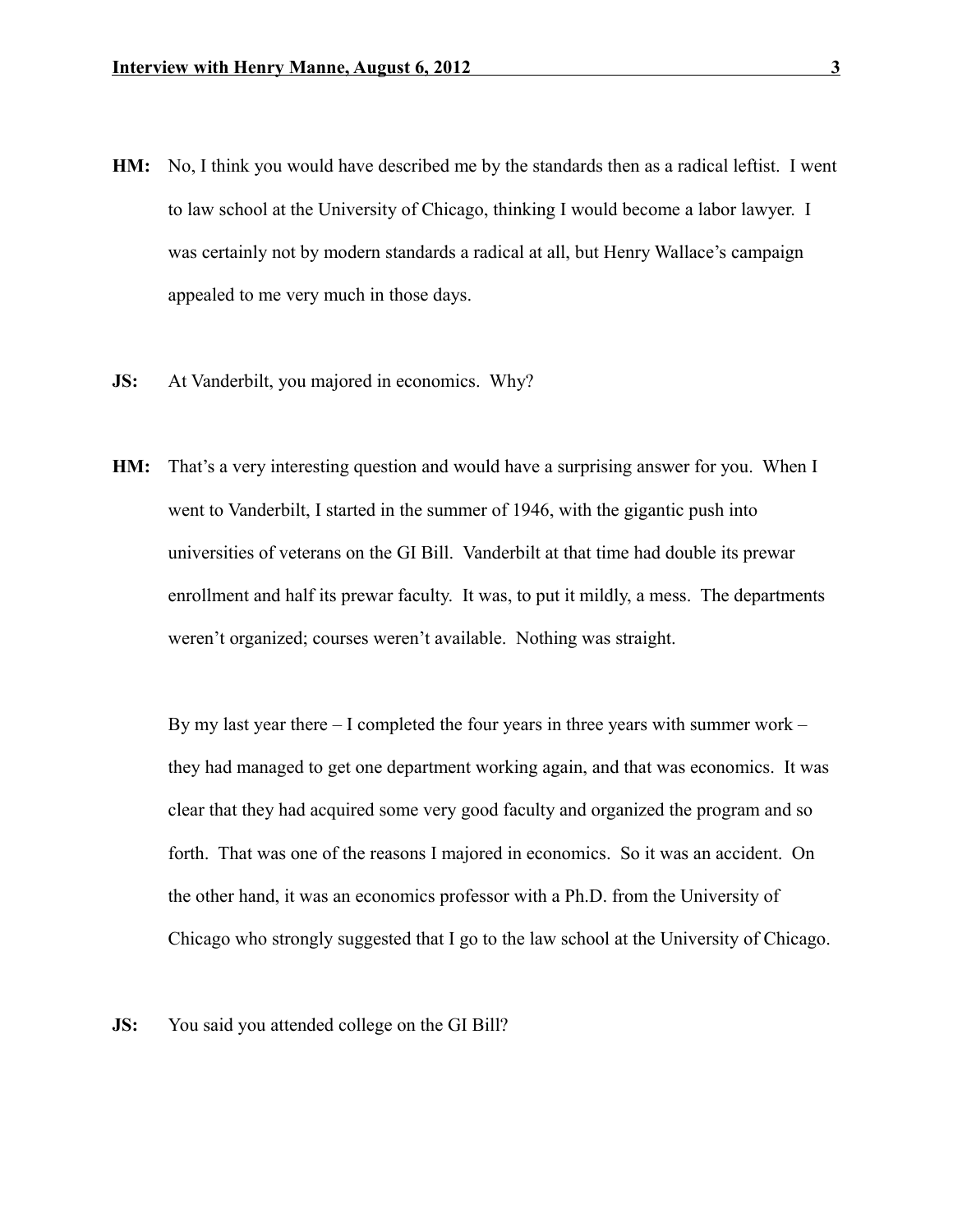**HM:** No, I think you would have described me by the standards then as a radical leftist. I went to law school at the University of Chicago, thinking I would become a labor lawyer. I was certainly not by modern standards a radical at all, but Henry Wallace's campaign appealed to me very much in those days.

**JS:** At Vanderbilt, you majored in economics. Why?

**HM:** That's a very interesting question and would have a surprising answer for you. When I went to Vanderbilt, I started in the summer of 1946, with the gigantic push into universities of veterans on the GI Bill. Vanderbilt at that time had double its prewar enrollment and half its prewar faculty. It was, to put it mildly, a mess. The departments weren't organized; courses weren't available. Nothing was straight.

By my last year there – I completed the four years in three years with summer work – they had managed to get one department working again, and that was economics. It was clear that they had acquired some very good faculty and organized the program and so forth. That was one of the reasons I majored in economics. So it was an accident. On the other hand, it was an economics professor with a Ph.D. from the University of Chicago who strongly suggested that I go to the law school at the University of Chicago.

**JS:** You said you attended college on the GI Bill?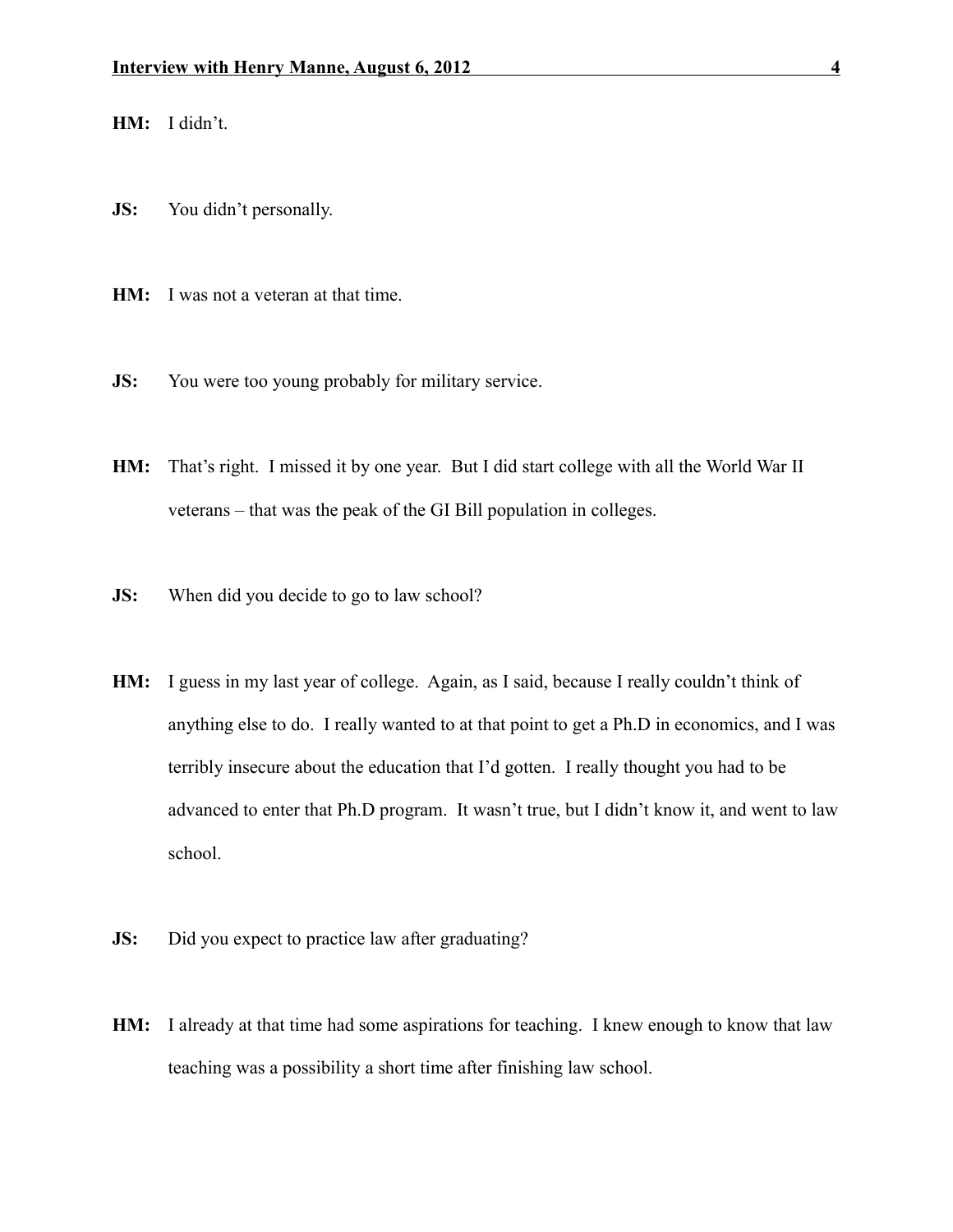**HM:** I didn't.

**JS:** You didn't personally.

**HM:** I was not a veteran at that time.

**JS:** You were too young probably for military service.

**HM:** That's right. I missed it by one year. But I did start college with all the World War II veterans – that was the peak of the GI Bill population in colleges.

**JS:** When did you decide to go to law school?

**HM:** I guess in my last year of college. Again, as I said, because I really couldn't think of anything else to do. I really wanted to at that point to get a Ph.D in economics, and I was terribly insecure about the education that I'd gotten. I really thought you had to be advanced to enter that Ph.D program. It wasn't true, but I didn't know it, and went to law school.

**JS:** Did you expect to practice law after graduating?

**HM:** I already at that time had some aspirations for teaching. I knew enough to know that law teaching was a possibility a short time after finishing law school.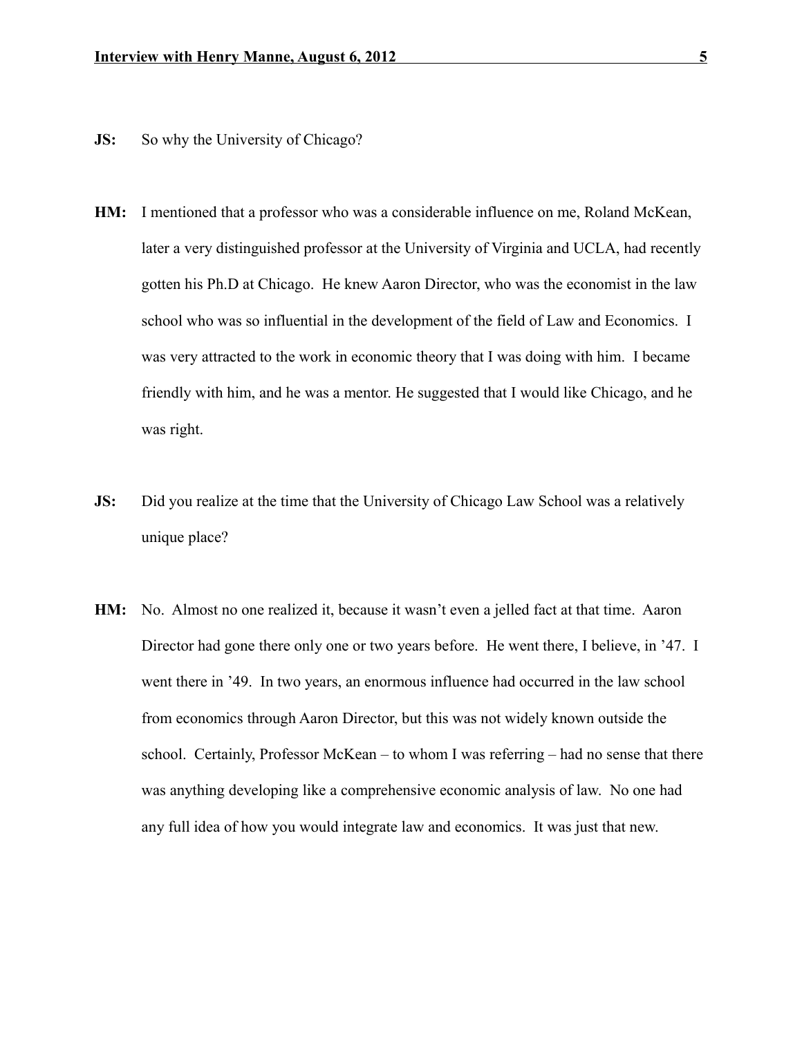**JS:** So why the University of Chicago?

**HM:** I mentioned that a professor who was a considerable influence on me, Roland McKean, later a very distinguished professor at the University of Virginia and UCLA, had recently gotten his Ph.D at Chicago. He knew Aaron Director, who was the economist in the law school who was so influential in the development of the field of Law and Economics. I was very attracted to the work in economic theory that I was doing with him. I became friendly with him, and he was a mentor. He suggested that I would like Chicago, and he was right.

**JS:** Did you realize at the time that the University of Chicago Law School was a relatively unique place?

**HM:** No. Almost no one realized it, because it wasn't even a jelled fact at that time. Aaron Director had gone there only one or two years before. He went there, I believe, in '47. I went there in '49. In two years, an enormous influence had occurred in the law school from economics through Aaron Director, but this was not widely known outside the school. Certainly, Professor McKean – to whom I was referring – had no sense that there was anything developing like a comprehensive economic analysis of law. No one had any full idea of how you would integrate law and economics. It was just that new.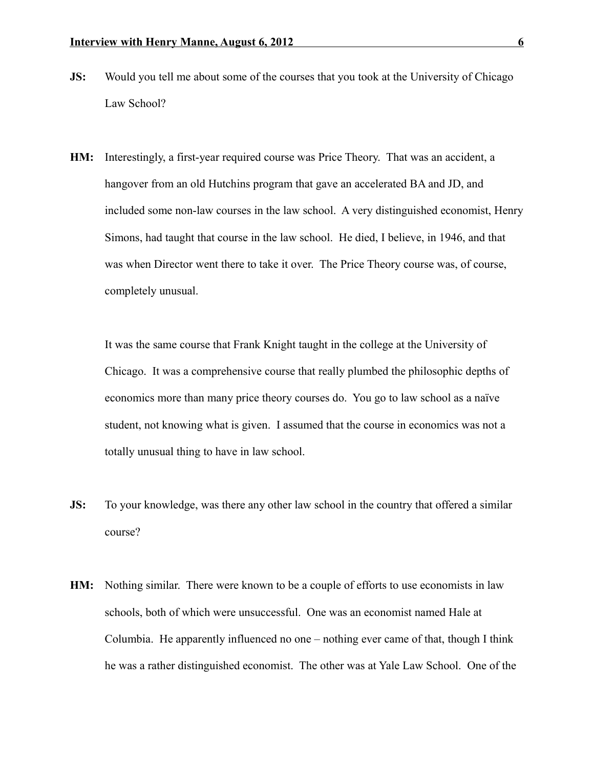**JS:** Would you tell me about some of the courses that you took at the University of Chicago Law School?

**HM:** Interestingly, a first-year required course was Price Theory. That was an accident, a hangover from an old Hutchins program that gave an accelerated BA and JD, and included some non-law courses in the law school. A very distinguished economist, Henry Simons, had taught that course in the law school. He died, I believe, in 1946, and that was when Director went there to take it over. The Price Theory course was, of course, completely unusual.

It was the same course that Frank Knight taught in the college at the University of Chicago. It was a comprehensive course that really plumbed the philosophic depths of economics more than many price theory courses do. You go to law school as a naïve student, not knowing what is given. I assumed that the course in economics was not a totally unusual thing to have in law school.

**JS:** To your knowledge, was there any other law school in the country that offered a similar course?

**HM:** Nothing similar. There were known to be a couple of efforts to use economists in law schools, both of which were unsuccessful. One was an economist named Hale at Columbia. He apparently influenced no one – nothing ever came of that, though I think he was a rather distinguished economist. The other was at Yale Law School. One of the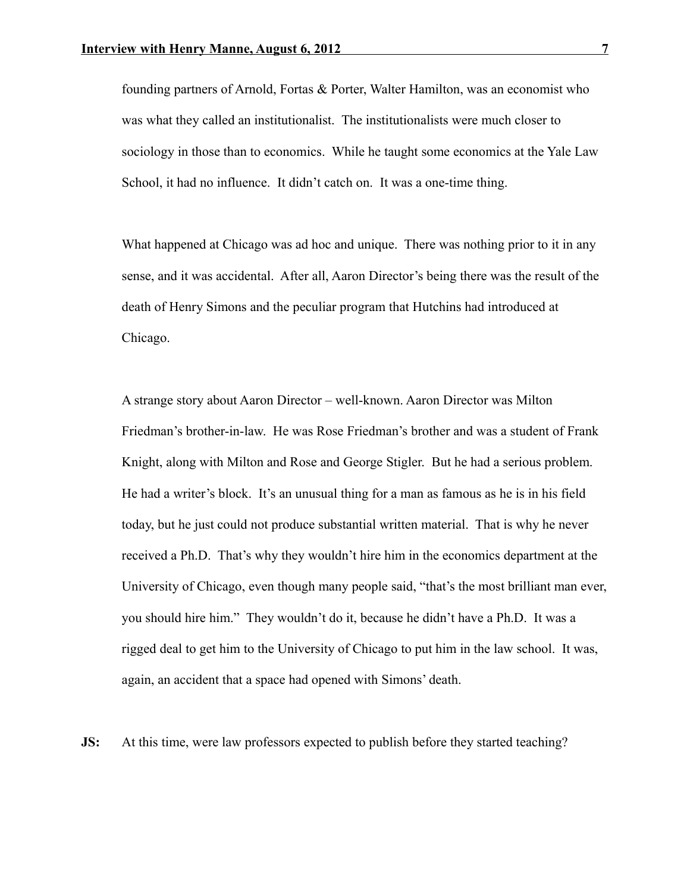founding partners of Arnold, Fortas & Porter, Walter Hamilton, was an economist who was what they called an institutionalist. The institutionalists were much closer to sociology in those than to economics. While he taught some economics at the Yale Law School, it had no influence. It didn't catch on. It was a one-time thing.

What happened at Chicago was ad hoc and unique. There was nothing prior to it in any sense, and it was accidental. After all, Aaron Director's being there was the result of the death of Henry Simons and the peculiar program that Hutchins had introduced at Chicago.

A strange story about Aaron Director – well-known. Aaron Director was Milton Friedman's brother-in-law. He was Rose Friedman's brother and was a student of Frank Knight, along with Milton and Rose and George Stigler. But he had a serious problem. He had a writer's block. It's an unusual thing for a man as famous as he is in his field today, but he just could not produce substantial written material. That is why he never received a Ph.D. That's why they wouldn't hire him in the economics department at the University of Chicago, even though many people said, "that's the most brilliant man ever, you should hire him." They wouldn't do it, because he didn't have a Ph.D. It was a rigged deal to get him to the University of Chicago to put him in the law school. It was, again, an accident that a space had opened with Simons' death.

**JS:** At this time, were law professors expected to publish before they started teaching?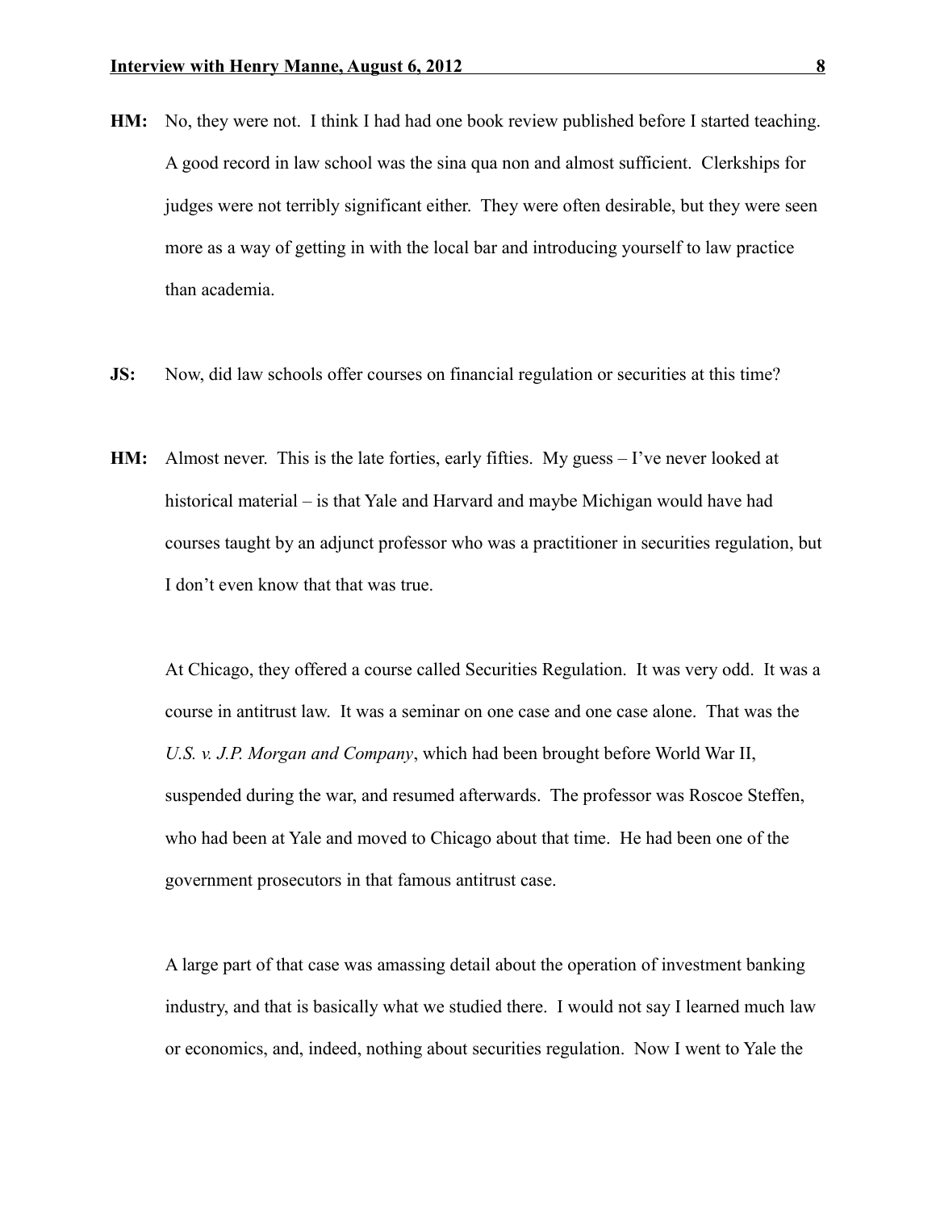**HM:** No, they were not. I think I had had one book review published before I started teaching. A good record in law school was the sina qua non and almost sufficient. Clerkships for judges were not terribly significant either. They were often desirable, but they were seen more as a way of getting in with the local bar and introducing yourself to law practice than academia.

**JS:** Now, did law schools offer courses on financial regulation or securities at this time?

**HM:** Almost never. This is the late forties, early fifties. My guess – I've never looked at historical material – is that Yale and Harvard and maybe Michigan would have had courses taught by an adjunct professor who was a practitioner in securities regulation, but I don't even know that that was true.

At Chicago, they offered a course called Securities Regulation. It was very odd. It was a course in antitrust law. It was a seminar on one case and one case alone. That was the *U.S. v. J.P. Morgan and Company*, which had been brought before World War II, suspended during the war, and resumed afterwards. The professor was Roscoe Steffen, who had been at Yale and moved to Chicago about that time. He had been one of the government prosecutors in that famous antitrust case.

A large part of that case was amassing detail about the operation of investment banking industry, and that is basically what we studied there. I would not say I learned much law or economics, and, indeed, nothing about securities regulation. Now I went to Yale the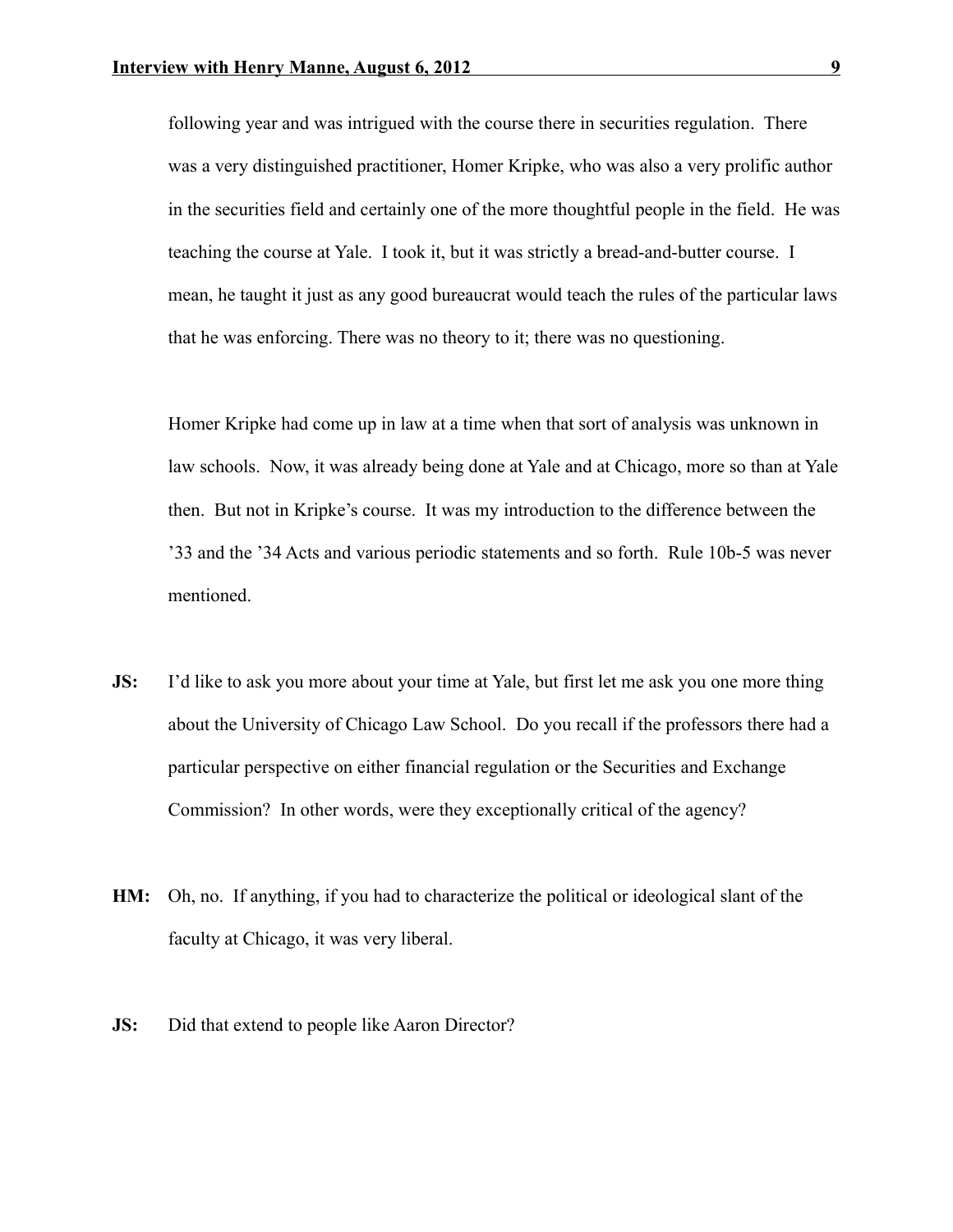following year and was intrigued with the course there in securities regulation. There was a very distinguished practitioner, Homer Kripke, who was also a very prolific author in the securities field and certainly one of the more thoughtful people in the field. He was teaching the course at Yale. I took it, but it was strictly a bread-and-butter course. I mean, he taught it just as any good bureaucrat would teach the rules of the particular laws that he was enforcing. There was no theory to it; there was no questioning.

Homer Kripke had come up in law at a time when that sort of analysis was unknown in law schools. Now, it was already being done at Yale and at Chicago, more so than at Yale then. But not in Kripke's course. It was my introduction to the difference between the '33 and the '34 Acts and various periodic statements and so forth. Rule 10b-5 was never mentioned.

**JS:** I'd like to ask you more about your time at Yale, but first let me ask you one more thing about the University of Chicago Law School. Do you recall if the professors there had a particular perspective on either financial regulation or the Securities and Exchange Commission? In other words, were they exceptionally critical of the agency?

**HM:** Oh, no. If anything, if you had to characterize the political or ideological slant of the faculty at Chicago, it was very liberal.

**JS:** Did that extend to people like Aaron Director?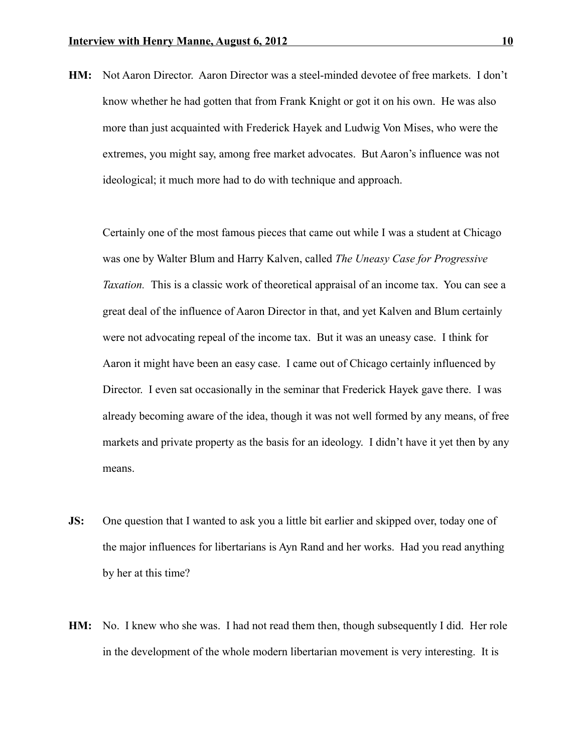**HM:** Not Aaron Director. Aaron Director was a steel-minded devotee of free markets. I don't know whether he had gotten that from Frank Knight or got it on his own. He was also more than just acquainted with Frederick Hayek and Ludwig Von Mises, who were the extremes, you might say, among free market advocates. But Aaron's influence was not ideological; it much more had to do with technique and approach.

Certainly one of the most famous pieces that came out while I was a student at Chicago was one by Walter Blum and Harry Kalven, called *The Uneasy Case for Progressive Taxation.* This is a classic work of theoretical appraisal of an income tax. You can see a great deal of the influence of Aaron Director in that, and yet Kalven and Blum certainly were not advocating repeal of the income tax. But it was an uneasy case. I think for Aaron it might have been an easy case. I came out of Chicago certainly influenced by Director. I even sat occasionally in the seminar that Frederick Hayek gave there. I was already becoming aware of the idea, though it was not well formed by any means, of free markets and private property as the basis for an ideology. I didn't have it yet then by any means.

**JS:** One question that I wanted to ask you a little bit earlier and skipped over, today one of the major influences for libertarians is Ayn Rand and her works. Had you read anything by her at this time?

**HM:** No. I knew who she was. I had not read them then, though subsequently I did. Her role in the development of the whole modern libertarian movement is very interesting. It is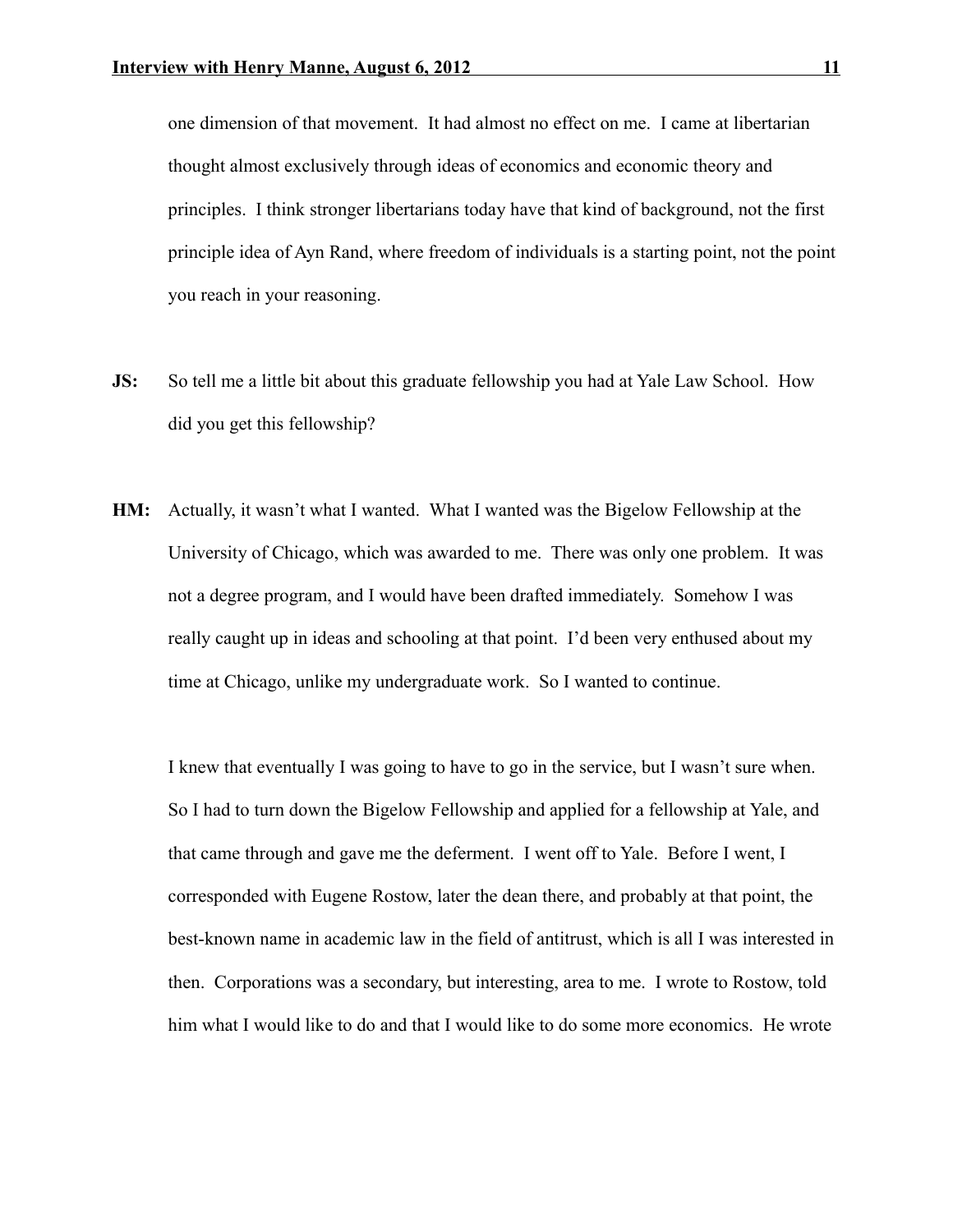one dimension of that movement. It had almost no effect on me. I came at libertarian thought almost exclusively through ideas of economics and economic theory and principles. I think stronger libertarians today have that kind of background, not the first principle idea of Ayn Rand, where freedom of individuals is a starting point, not the point you reach in your reasoning.

**JS:** So tell me a little bit about this graduate fellowship you had at Yale Law School. How did you get this fellowship?

**HM:** Actually, it wasn't what I wanted. What I wanted was the Bigelow Fellowship at the University of Chicago, which was awarded to me. There was only one problem. It was not a degree program, and I would have been drafted immediately. Somehow I was really caught up in ideas and schooling at that point. I'd been very enthused about my time at Chicago, unlike my undergraduate work. So I wanted to continue.

I knew that eventually I was going to have to go in the service, but I wasn't sure when. So I had to turn down the Bigelow Fellowship and applied for a fellowship at Yale, and that came through and gave me the deferment. I went off to Yale. Before I went, I corresponded with Eugene Rostow, later the dean there, and probably at that point, the best-known name in academic law in the field of antitrust, which is all I was interested in then. Corporations was a secondary, but interesting, area to me. I wrote to Rostow, told him what I would like to do and that I would like to do some more economics. He wrote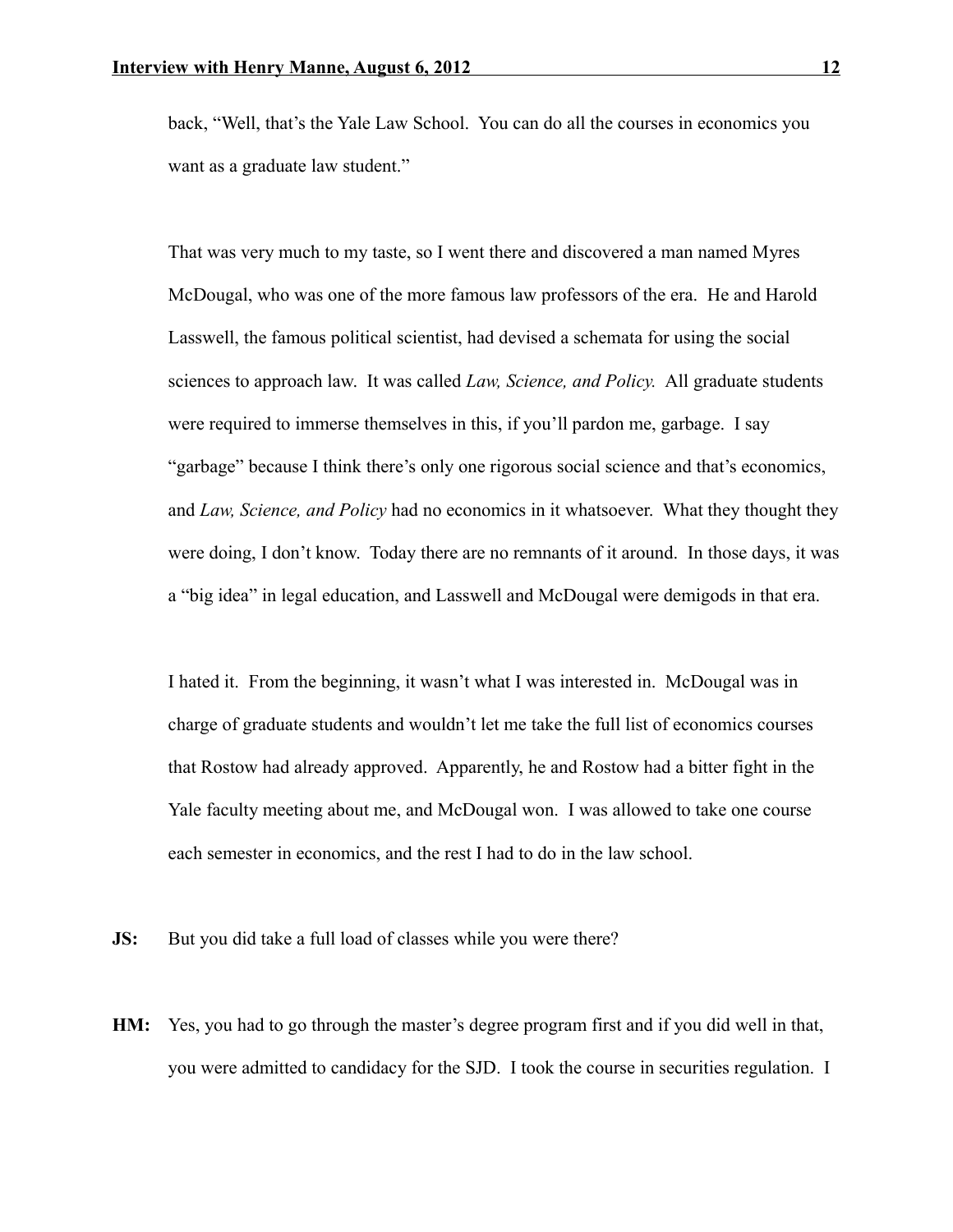back, "Well, that's the Yale Law School. You can do all the courses in economics you want as a graduate law student."

That was very much to my taste, so I went there and discovered a man named Myres McDougal, who was one of the more famous law professors of the era. He and Harold Lasswell, the famous political scientist, had devised a schemata for using the social sciences to approach law. It was called *Law, Science, and Policy.* All graduate students were required to immerse themselves in this, if you'll pardon me, garbage. I say "garbage" because I think there's only one rigorous social science and that's economics, and *Law, Science, and Policy* had no economics in it whatsoever. What they thought they were doing, I don't know. Today there are no remnants of it around. In those days, it was a "big idea" in legal education, and Lasswell and McDougal were demigods in that era.

I hated it. From the beginning, it wasn't what I was interested in. McDougal was in charge of graduate students and wouldn't let me take the full list of economics courses that Rostow had already approved. Apparently, he and Rostow had a bitter fight in the Yale faculty meeting about me, and McDougal won. I was allowed to take one course each semester in economics, and the rest I had to do in the law school.

**JS:** But you did take a full load of classes while you were there?

**HM:** Yes, you had to go through the master's degree program first and if you did well in that, you were admitted to candidacy for the SJD. I took the course in securities regulation. I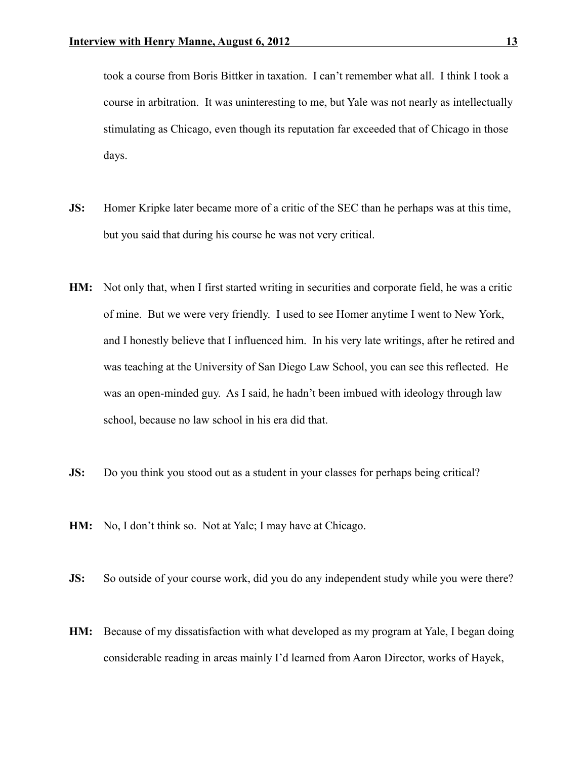took a course from Boris Bittker in taxation. I can't remember what all. I think I took a course in arbitration. It was uninteresting to me, but Yale was not nearly as intellectually stimulating as Chicago, even though its reputation far exceeded that of Chicago in those days.

**JS:** Homer Kripke later became more of a critic of the SEC than he perhaps was at this time, but you said that during his course he was not very critical.

**HM:** Not only that, when I first started writing in securities and corporate field, he was a critic of mine. But we were very friendly. I used to see Homer anytime I went to New York, and I honestly believe that I influenced him. In his very late writings, after he retired and was teaching at the University of San Diego Law School, you can see this reflected. He was an open-minded guy. As I said, he hadn't been imbued with ideology through law school, because no law school in his era did that.

**JS:** Do you think you stood out as a student in your classes for perhaps being critical?

**HM:** No, I don't think so. Not at Yale; I may have at Chicago.

**JS:** So outside of your course work, did you do any independent study while you were there?

**HM:** Because of my dissatisfaction with what developed as my program at Yale, I began doing considerable reading in areas mainly I'd learned from Aaron Director, works of Hayek,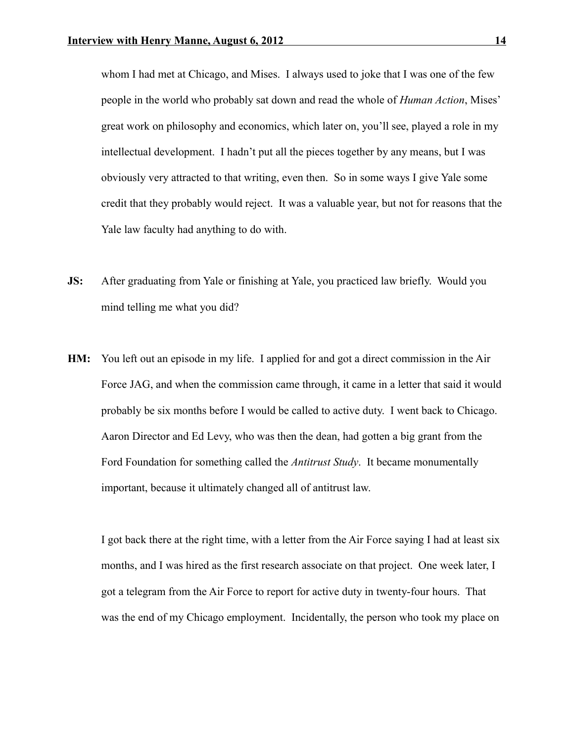whom I had met at Chicago, and Mises. I always used to joke that I was one of the few people in the world who probably sat down and read the whole of *Human Action*, Mises' great work on philosophy and economics, which later on, you'll see, played a role in my intellectual development. I hadn't put all the pieces together by any means, but I was obviously very attracted to that writing, even then. So in some ways I give Yale some credit that they probably would reject. It was a valuable year, but not for reasons that the Yale law faculty had anything to do with.

**JS:** After graduating from Yale or finishing at Yale, you practiced law briefly. Would you mind telling me what you did?

**HM:** You left out an episode in my life. I applied for and got a direct commission in the Air Force JAG, and when the commission came through, it came in a letter that said it would probably be six months before I would be called to active duty. I went back to Chicago. Aaron Director and Ed Levy, who was then the dean, had gotten a big grant from the Ford Foundation for something called the *Antitrust Study*. It became monumentally important, because it ultimately changed all of antitrust law.

I got back there at the right time, with a letter from the Air Force saying I had at least six months, and I was hired as the first research associate on that project. One week later, I got a telegram from the Air Force to report for active duty in twenty-four hours. That was the end of my Chicago employment. Incidentally, the person who took my place on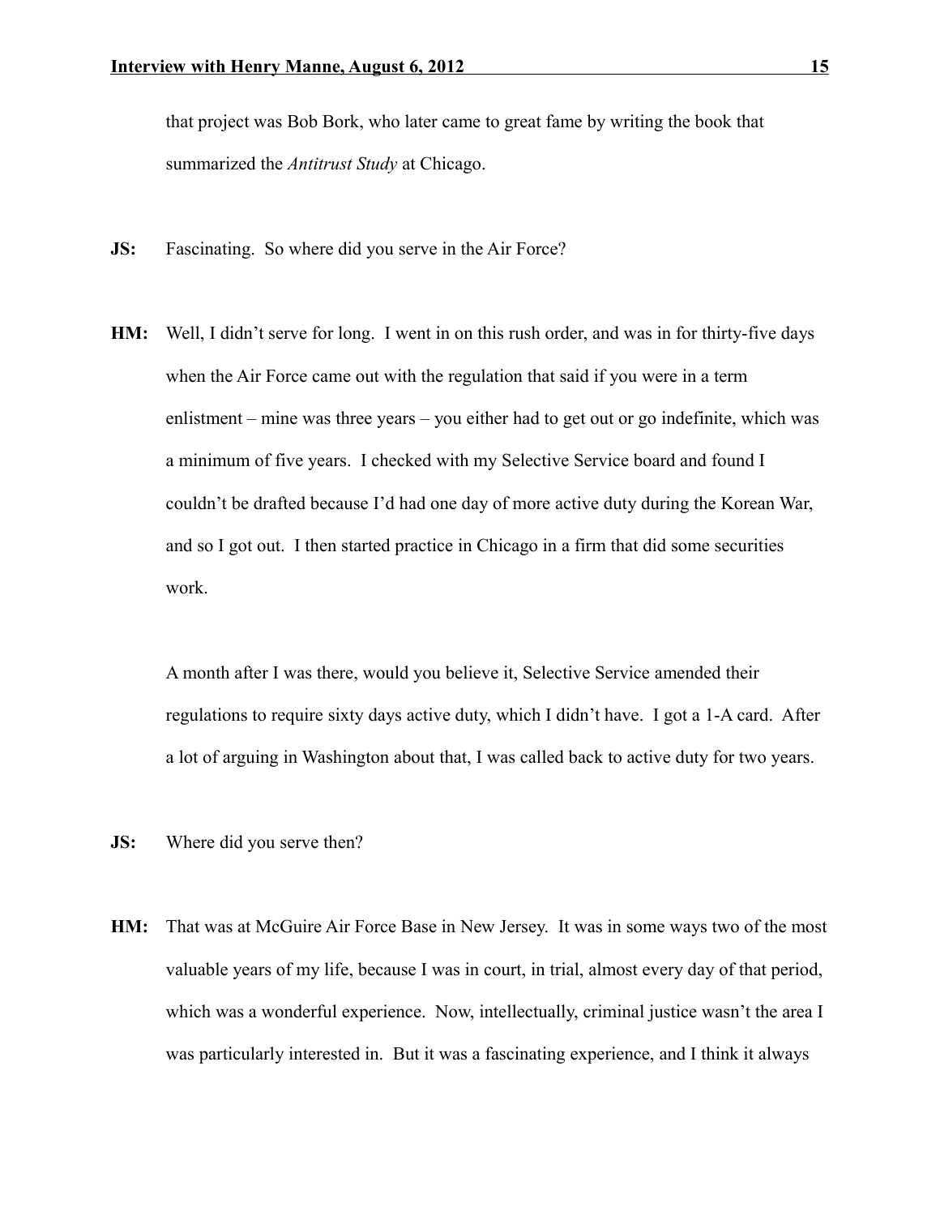that project was Bob Bork, who later came to great fame by writing the book that summarized the *Antitrust Study* at Chicago.

**JS:** Fascinating. So where did you serve in the Air Force?

**HM:** Well, I didn't serve for long. I went in on this rush order, and was in for thirty-five days when the Air Force came out with the regulation that said if you were in a term enlistment – mine was three years – you either had to get out or go indefinite, which was a minimum of five years. I checked with my Selective Service board and found I couldn't be drafted because I'd had one day of more active duty during the Korean War, and so I got out. I then started practice in Chicago in a firm that did some securities work.

A month after I was there, would you believe it, Selective Service amended their regulations to require sixty days active duty, which I didn't have. I got a 1-A card. After a lot of arguing in Washington about that, I was called back to active duty for two years.

**JS:** Where did you serve then?

**HM:** That was at McGuire Air Force Base in New Jersey. It was in some ways two of the most valuable years of my life, because I was in court, in trial, almost every day of that period, which was a wonderful experience. Now, intellectually, criminal justice wasn't the area I was particularly interested in. But it was a fascinating experience, and I think it always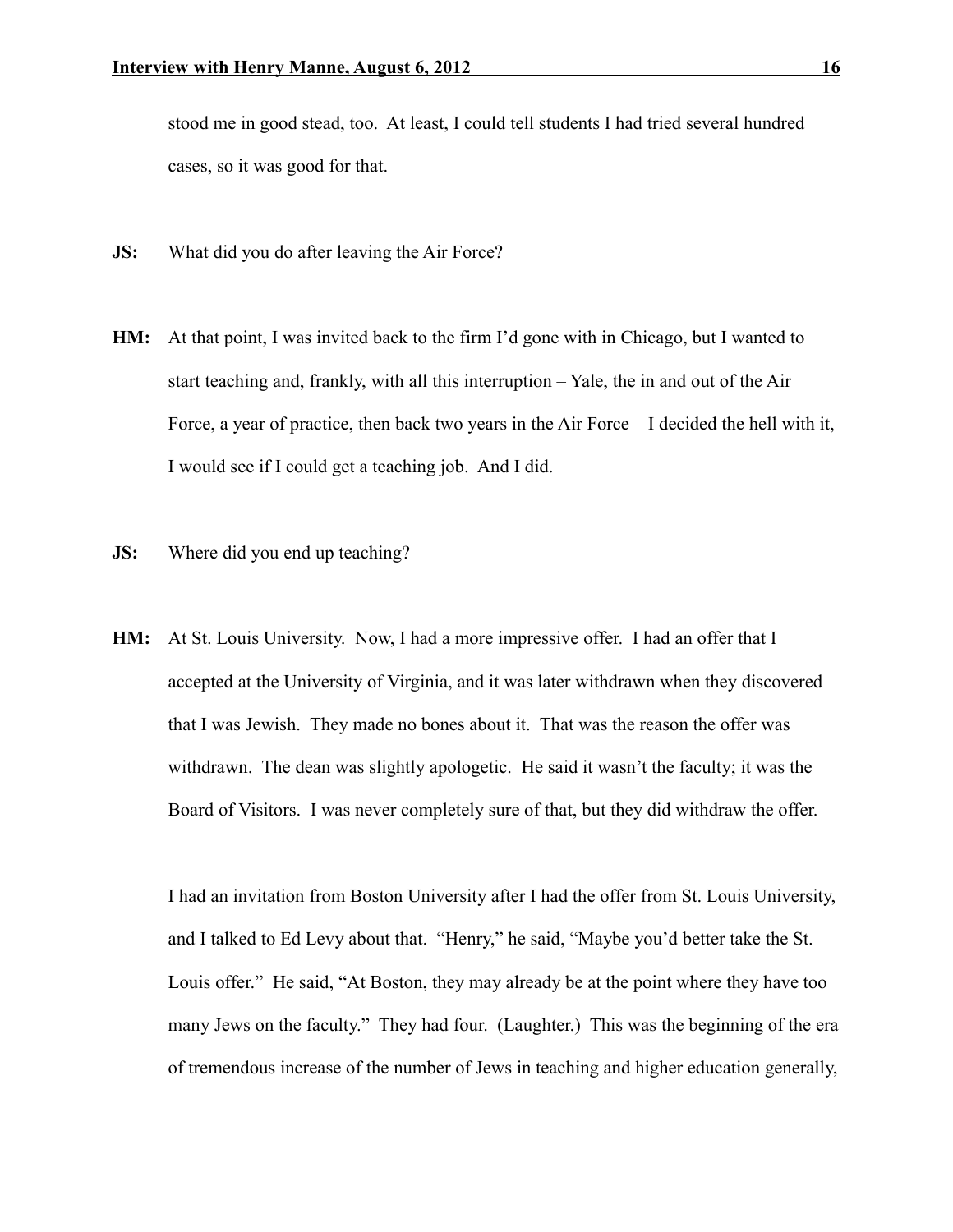stood me in good stead, too. At least, I could tell students I had tried several hundred cases, so it was good for that.

**JS:** What did you do after leaving the Air Force?

**HM:** At that point, I was invited back to the firm I'd gone with in Chicago, but I wanted to start teaching and, frankly, with all this interruption – Yale, the in and out of the Air Force, a year of practice, then back two years in the Air Force – I decided the hell with it, I would see if I could get a teaching job. And I did.

**JS:** Where did you end up teaching?

**HM:** At St. Louis University. Now, I had a more impressive offer. I had an offer that I accepted at the University of Virginia, and it was later withdrawn when they discovered that I was Jewish. They made no bones about it. That was the reason the offer was withdrawn. The dean was slightly apologetic. He said it wasn't the faculty; it was the Board of Visitors. I was never completely sure of that, but they did withdraw the offer.

I had an invitation from Boston University after I had the offer from St. Louis University, and I talked to Ed Levy about that. "Henry," he said, "Maybe you'd better take the St. Louis offer." He said, "At Boston, they may already be at the point where they have too many Jews on the faculty." They had four. (Laughter.) This was the beginning of the era of tremendous increase of the number of Jews in teaching and higher education generally,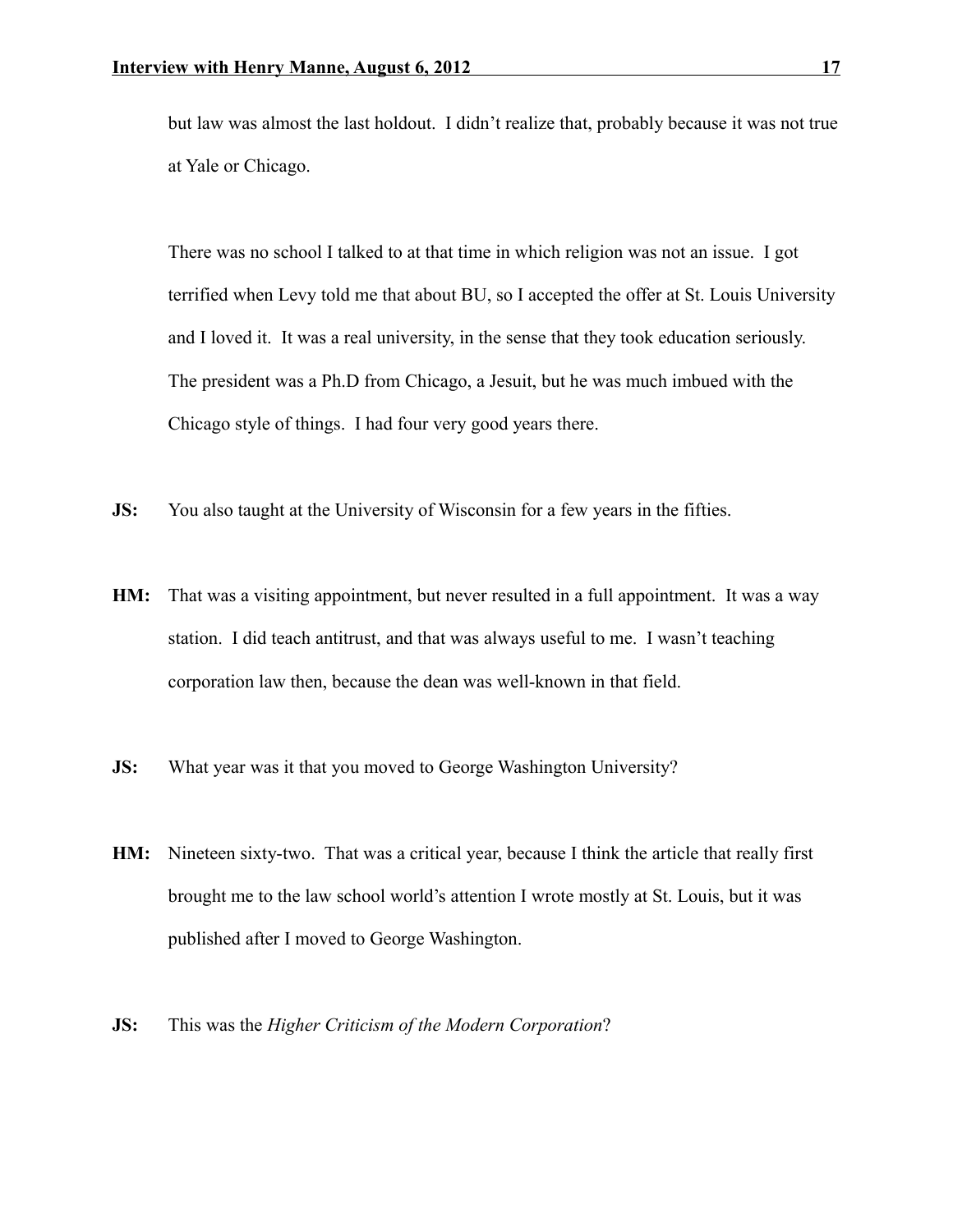but law was almost the last holdout. I didn't realize that, probably because it was not true at Yale or Chicago.

There was no school I talked to at that time in which religion was not an issue. I got terrified when Levy told me that about BU, so I accepted the offer at St. Louis University and I loved it. It was a real university, in the sense that they took education seriously. The president was a Ph.D from Chicago, a Jesuit, but he was much imbued with the Chicago style of things. I had four very good years there.

**JS:** You also taught at the University of Wisconsin for a few years in the fifties.

**HM:** That was a visiting appointment, but never resulted in a full appointment. It was a way station. I did teach antitrust, and that was always useful to me. I wasn't teaching corporation law then, because the dean was well-known in that field.

**JS:** What year was it that you moved to George Washington University?

**HM:** Nineteen sixty-two. That was a critical year, because I think the article that really first brought me to the law school world's attention I wrote mostly at St. Louis, but it was published after I moved to George Washington.

**JS:** This was the *Higher Criticism of the Modern Corporation*?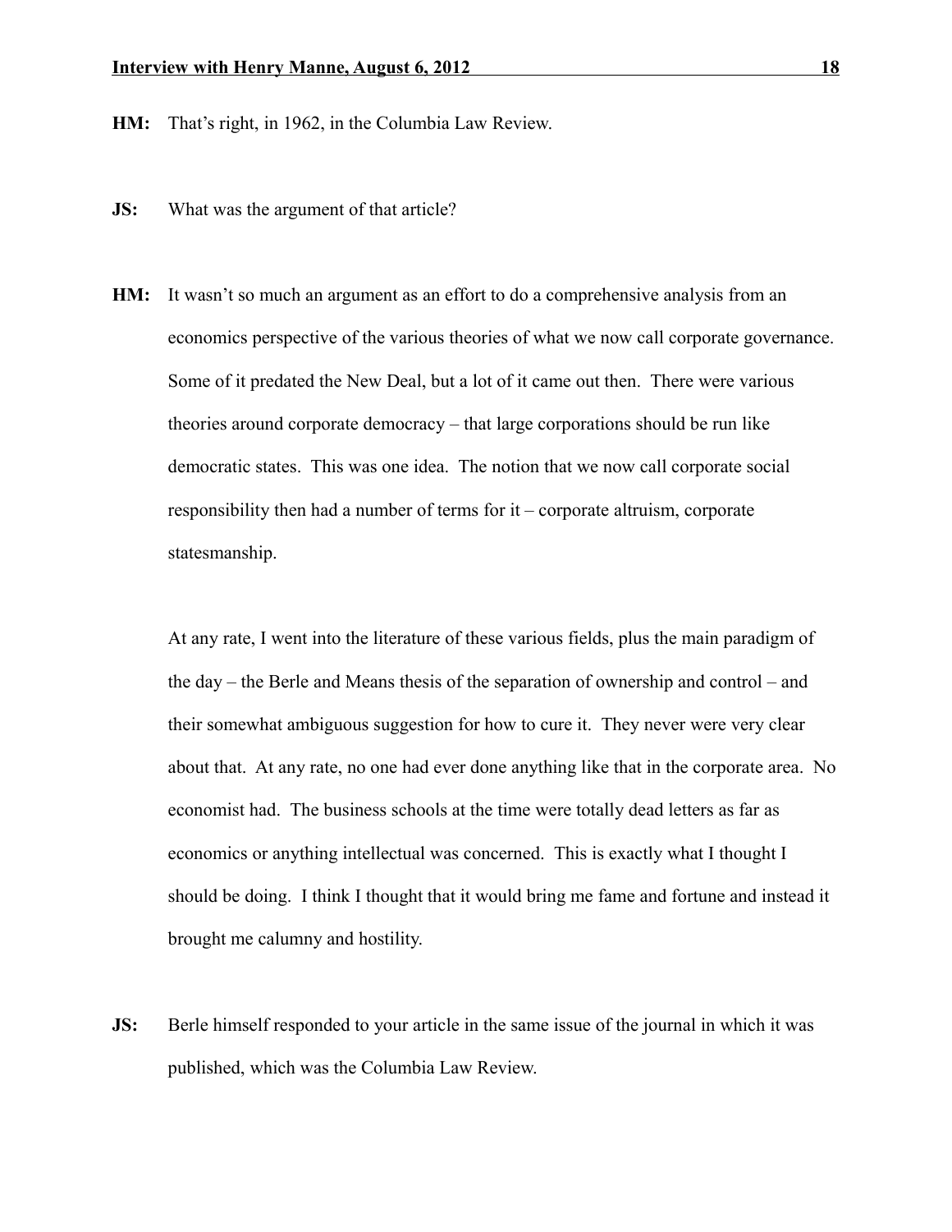**HM:** That's right, in 1962, in the Columbia Law Review.

**JS:** What was the argument of that article?

**HM:** It wasn't so much an argument as an effort to do a comprehensive analysis from an economics perspective of the various theories of what we now call corporate governance. Some of it predated the New Deal, but a lot of it came out then. There were various theories around corporate democracy – that large corporations should be run like democratic states. This was one idea. The notion that we now call corporate social responsibility then had a number of terms for it – corporate altruism, corporate statesmanship.

At any rate, I went into the literature of these various fields, plus the main paradigm of the day – the Berle and Means thesis of the separation of ownership and control – and their somewhat ambiguous suggestion for how to cure it. They never were very clear about that. At any rate, no one had ever done anything like that in the corporate area. No economist had. The business schools at the time were totally dead letters as far as economics or anything intellectual was concerned. This is exactly what I thought I should be doing. I think I thought that it would bring me fame and fortune and instead it brought me calumny and hostility.

**JS:** Berle himself responded to your article in the same issue of the journal in which it was published, which was the Columbia Law Review.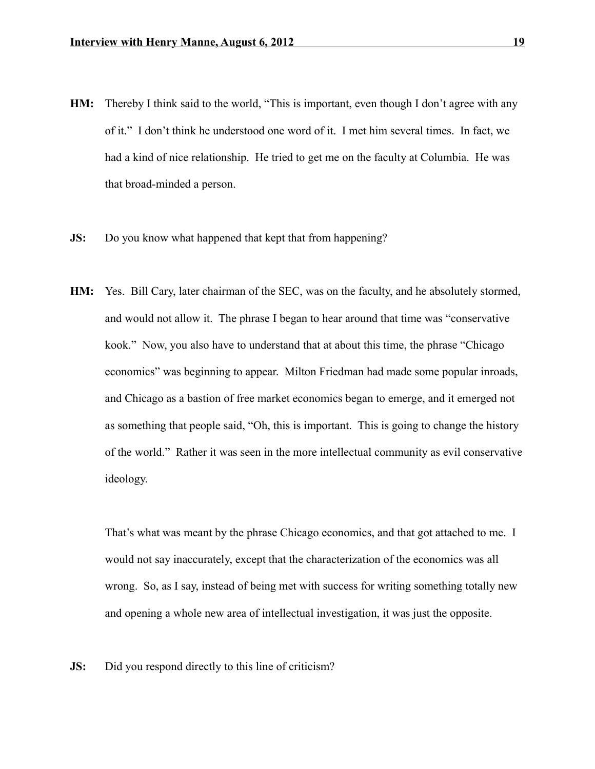**HM:** Thereby I think said to the world, "This is important, even though I don't agree with any of it." I don't think he understood one word of it. I met him several times. In fact, we had a kind of nice relationship. He tried to get me on the faculty at Columbia. He was that broad-minded a person.

**JS:** Do you know what happened that kept that from happening?

**HM:** Yes. Bill Cary, later chairman of the SEC, was on the faculty, and he absolutely stormed, and would not allow it. The phrase I began to hear around that time was "conservative kook." Now, you also have to understand that at about this time, the phrase "Chicago economics" was beginning to appear. Milton Friedman had made some popular inroads, and Chicago as a bastion of free market economics began to emerge, and it emerged not as something that people said, "Oh, this is important. This is going to change the history of the world." Rather it was seen in the more intellectual community as evil conservative ideology.

That's what was meant by the phrase Chicago economics, and that got attached to me. I would not say inaccurately, except that the characterization of the economics was all wrong. So, as I say, instead of being met with success for writing something totally new and opening a whole new area of intellectual investigation, it was just the opposite.

**JS:** Did you respond directly to this line of criticism?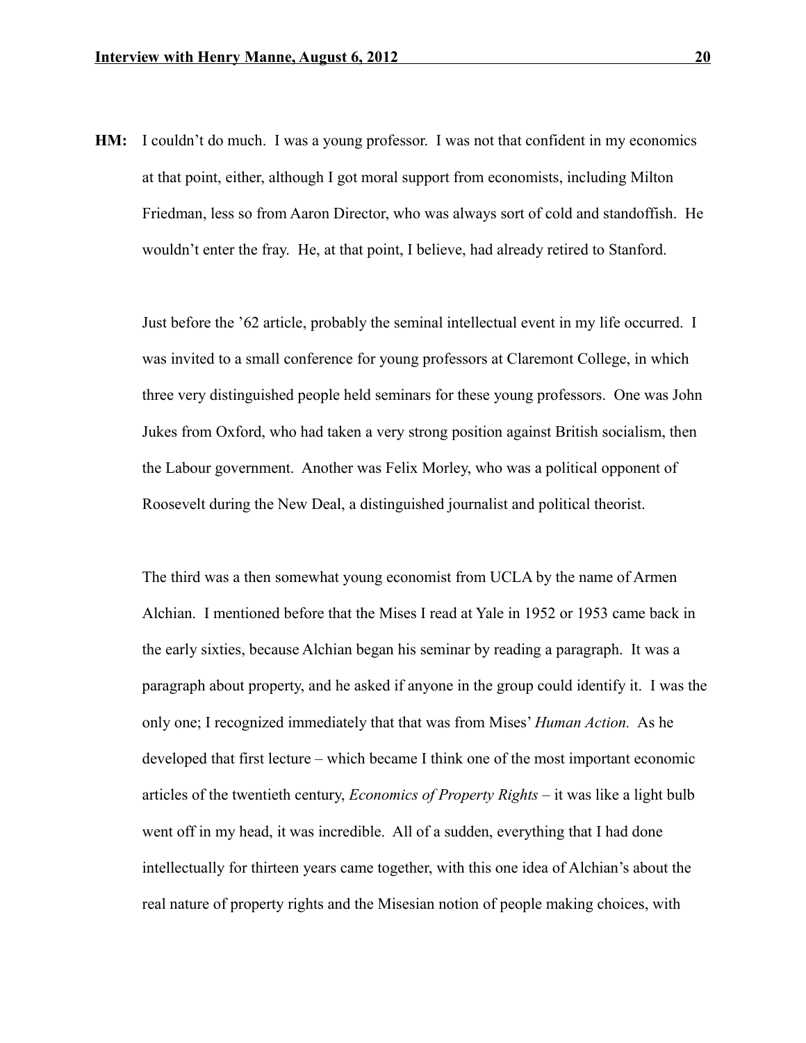**HM:** I couldn't do much. I was a young professor. I was not that confident in my economics at that point, either, although I got moral support from economists, including Milton Friedman, less so from Aaron Director, who was always sort of cold and standoffish. He wouldn't enter the fray. He, at that point, I believe, had already retired to Stanford.

Just before the '62 article, probably the seminal intellectual event in my life occurred. I was invited to a small conference for young professors at Claremont College, in which three very distinguished people held seminars for these young professors. One was John Jukes from Oxford, who had taken a very strong position against British socialism, then the Labour government. Another was Felix Morley, who was a political opponent of Roosevelt during the New Deal, a distinguished journalist and political theorist.

The third was a then somewhat young economist from UCLA by the name of Armen Alchian. I mentioned before that the Mises I read at Yale in 1952 or 1953 came back in the early sixties, because Alchian began his seminar by reading a paragraph. It was a paragraph about property, and he asked if anyone in the group could identify it. I was the only one; I recognized immediately that that was from Mises' *Human Action.* As he developed that first lecture – which became I think one of the most important economic articles of the twentieth century, *Economics of Property Rights* – it was like a light bulb went off in my head, it was incredible. All of a sudden, everything that I had done intellectually for thirteen years came together, with this one idea of Alchian's about the real nature of property rights and the Misesian notion of people making choices, with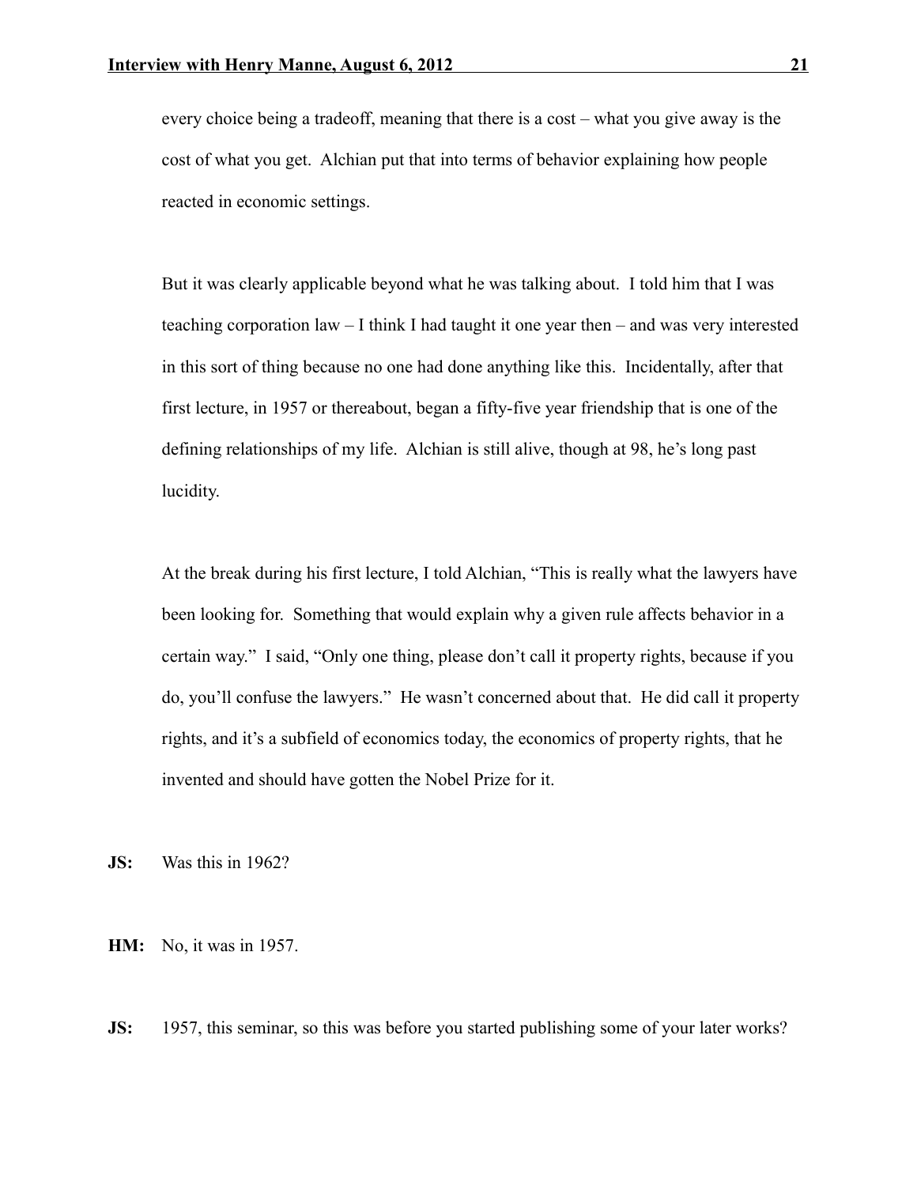every choice being a tradeoff, meaning that there is a cost – what you give away is the cost of what you get. Alchian put that into terms of behavior explaining how people reacted in economic settings.

But it was clearly applicable beyond what he was talking about. I told him that I was teaching corporation law – I think I had taught it one year then – and was very interested in this sort of thing because no one had done anything like this. Incidentally, after that first lecture, in 1957 or thereabout, began a fifty-five year friendship that is one of the defining relationships of my life. Alchian is still alive, though at 98, he's long past lucidity.

At the break during his first lecture, I told Alchian, "This is really what the lawyers have been looking for. Something that would explain why a given rule affects behavior in a certain way." I said, "Only one thing, please don't call it property rights, because if you do, you'll confuse the lawyers." He wasn't concerned about that. He did call it property rights, and it's a subfield of economics today, the economics of property rights, that he invented and should have gotten the Nobel Prize for it.

**JS:** Was this in 1962?

**HM:** No, it was in 1957.

**JS:** 1957, this seminar, so this was before you started publishing some of your later works?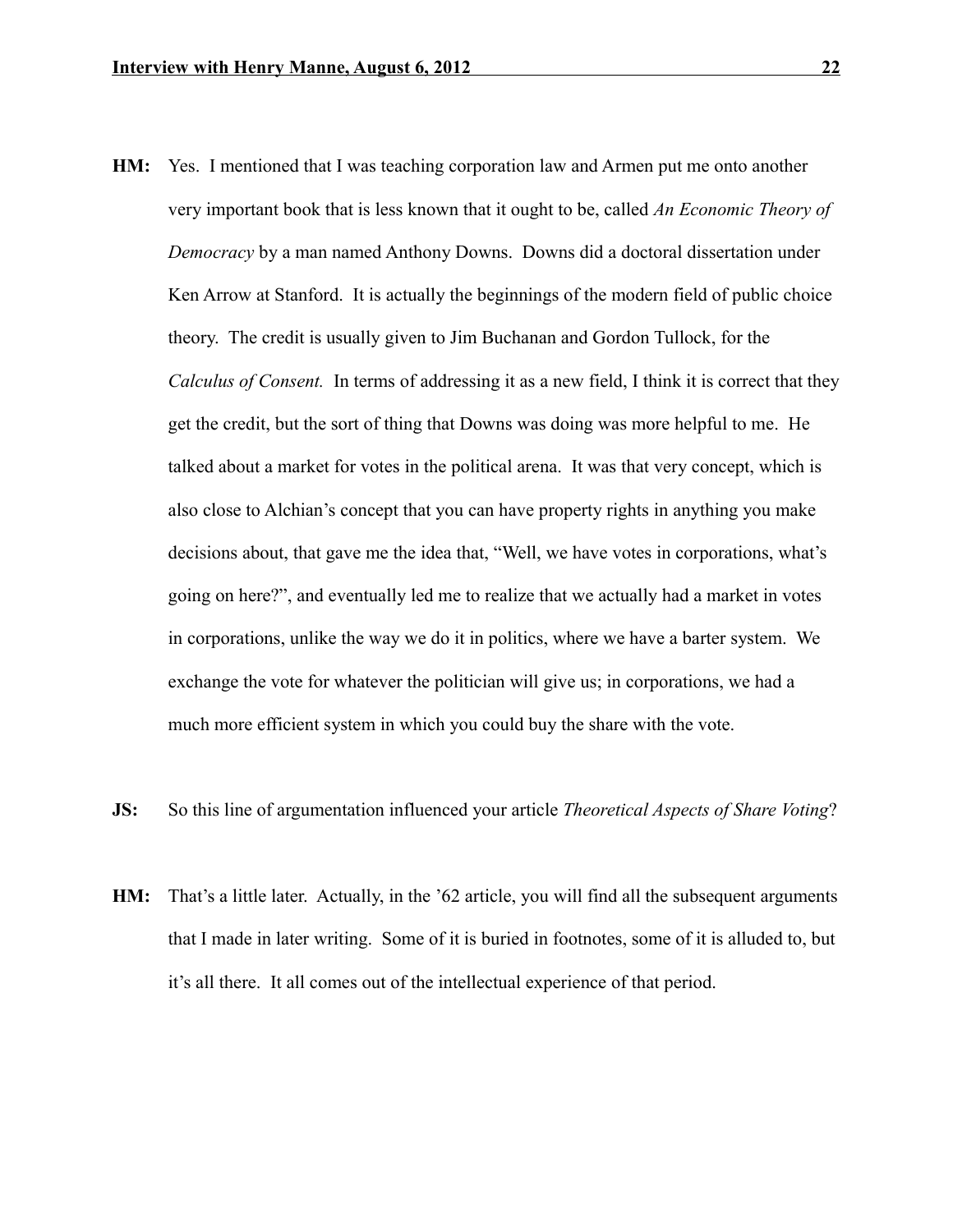**HM:** Yes. I mentioned that I was teaching corporation law and Armen put me onto another very important book that is less known that it ought to be, called *An Economic Theory of Democracy* by a man named Anthony Downs. Downs did a doctoral dissertation under Ken Arrow at Stanford. It is actually the beginnings of the modern field of public choice theory. The credit is usually given to Jim Buchanan and Gordon Tullock, for the *Calculus of Consent.* In terms of addressing it as a new field, I think it is correct that they get the credit, but the sort of thing that Downs was doing was more helpful to me. He talked about a market for votes in the political arena. It was that very concept, which is also close to Alchian's concept that you can have property rights in anything you make decisions about, that gave me the idea that, "Well, we have votes in corporations, what's going on here?", and eventually led me to realize that we actually had a market in votes in corporations, unlike the way we do it in politics, where we have a barter system. We exchange the vote for whatever the politician will give us; in corporations, we had a much more efficient system in which you could buy the share with the vote.

**JS:** So this line of argumentation influenced your article *Theoretical Aspects of Share Voting*?

**HM:** That's a little later. Actually, in the '62 article, you will find all the subsequent arguments that I made in later writing. Some of it is buried in footnotes, some of it is alluded to, but it's all there. It all comes out of the intellectual experience of that period.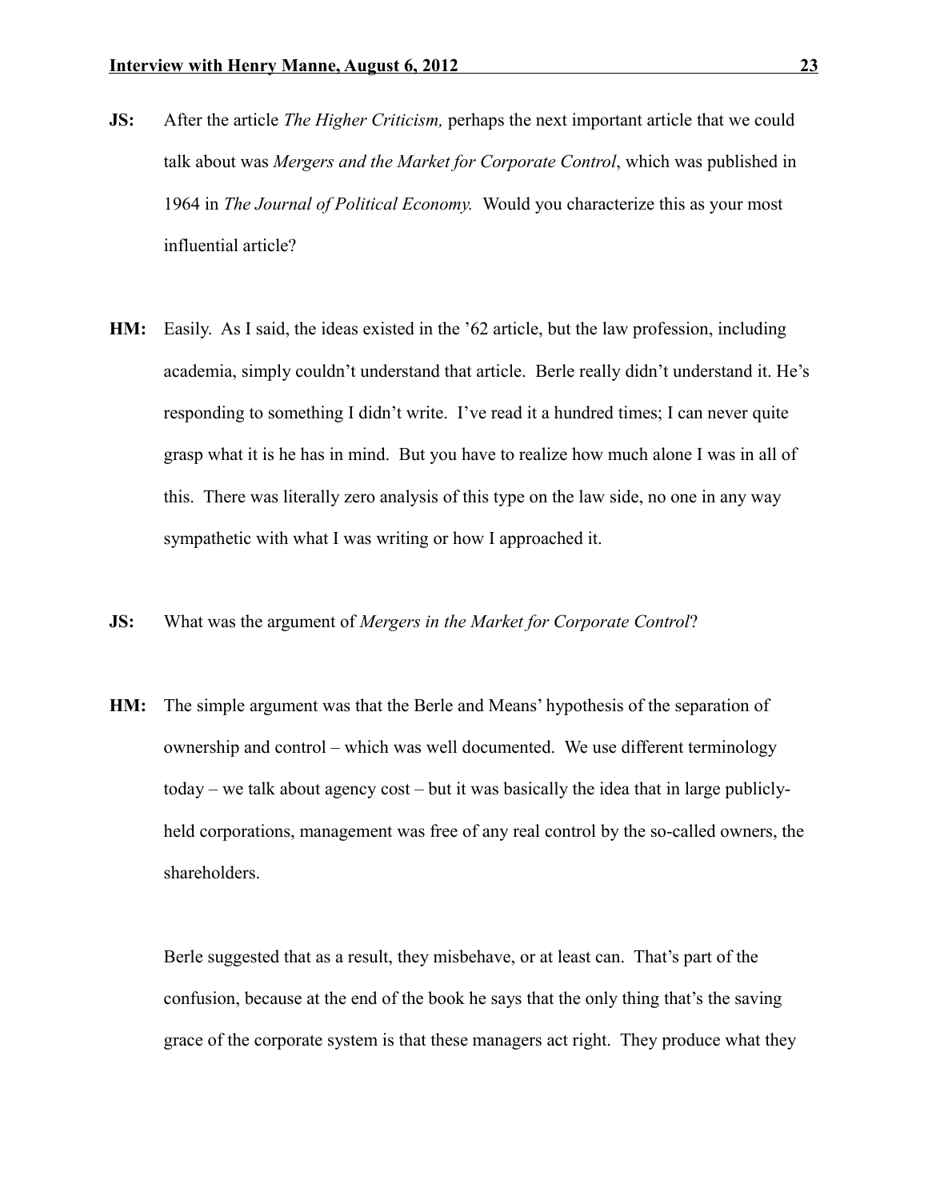**JS:** After the article *The Higher Criticism,* perhaps the next important article that we could talk about was *Mergers and the Market for Corporate Control*, which was published in 1964 in *The Journal of Political Economy.* Would you characterize this as your most influential article?

**HM:** Easily. As I said, the ideas existed in the '62 article, but the law profession, including academia, simply couldn't understand that article. Berle really didn't understand it. He's responding to something I didn't write. I've read it a hundred times; I can never quite grasp what it is he has in mind. But you have to realize how much alone I was in all of this. There was literally zero analysis of this type on the law side, no one in any way sympathetic with what I was writing or how I approached it.

**JS:** What was the argument of *Mergers in the Market for Corporate Control*?

**HM:** The simple argument was that the Berle and Means' hypothesis of the separation of ownership and control – which was well documented. We use different terminology today – we talk about agency cost – but it was basically the idea that in large publicly-held corporations, management was free of any real control by the so-called owners, the shareholders.

Berle suggested that as a result, they misbehave, or at least can. That's part of the confusion, because at the end of the book he says that the only thing that's the saving grace of the corporate system is that these managers act right. They produce what they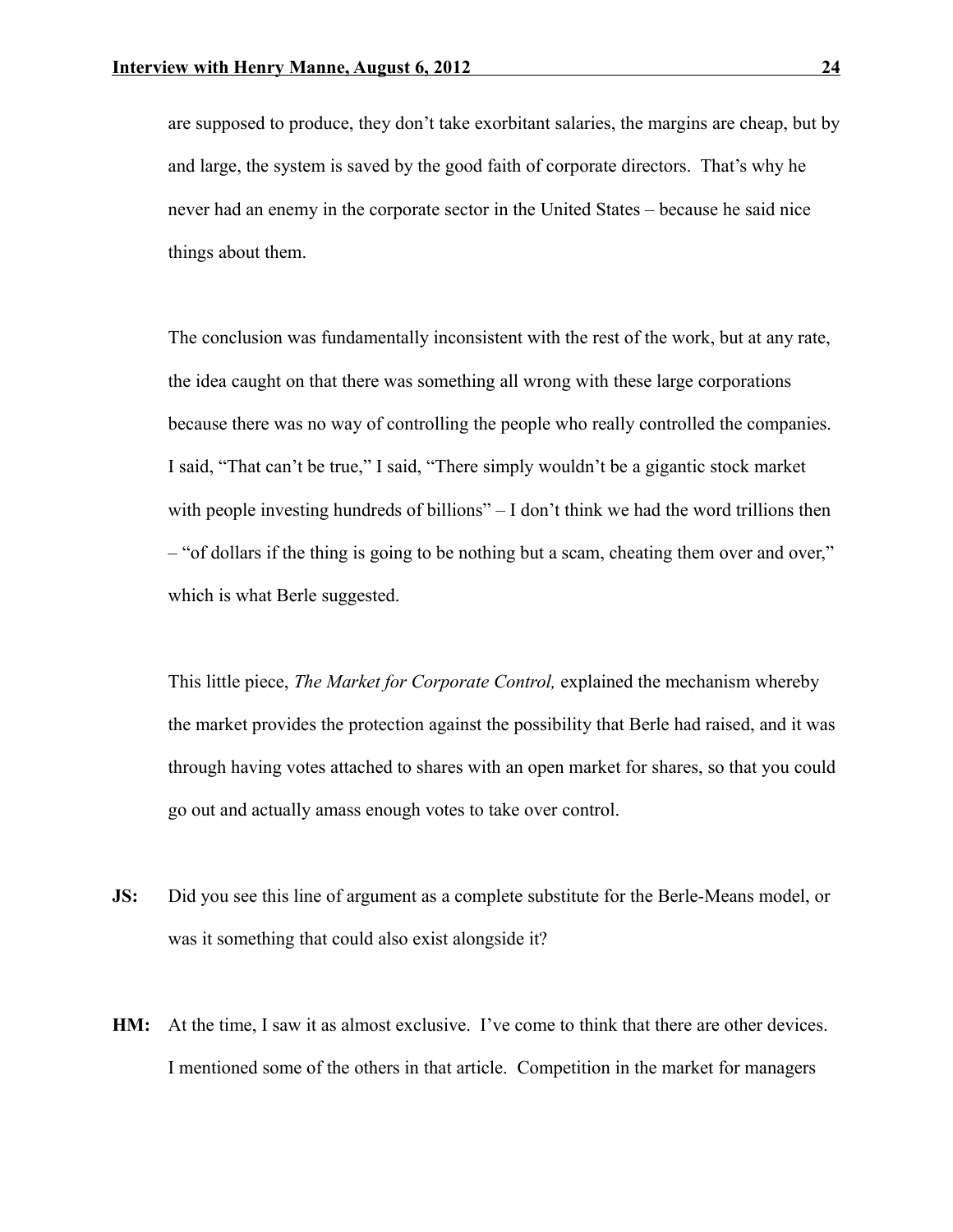are supposed to produce, they don't take exorbitant salaries, the margins are cheap, but by and large, the system is saved by the good faith of corporate directors. That's why he never had an enemy in the corporate sector in the United States – because he said nice things about them.

The conclusion was fundamentally inconsistent with the rest of the work, but at any rate, the idea caught on that there was something all wrong with these large corporations because there was no way of controlling the people who really controlled the companies. I said, "That can't be true," I said, "There simply wouldn't be a gigantic stock market with people investing hundreds of billions" – I don't think we had the word trillions then – "of dollars if the thing is going to be nothing but a scam, cheating them over and over," which is what Berle suggested.

This little piece, *The Market for Corporate Control,* explained the mechanism whereby the market provides the protection against the possibility that Berle had raised, and it was through having votes attached to shares with an open market for shares, so that you could go out and actually amass enough votes to take over control.

**JS:** Did you see this line of argument as a complete substitute for the Berle-Means model, or was it something that could also exist alongside it?

**HM:** At the time, I saw it as almost exclusive. I've come to think that there are other devices. I mentioned some of the others in that article. Competition in the market for managers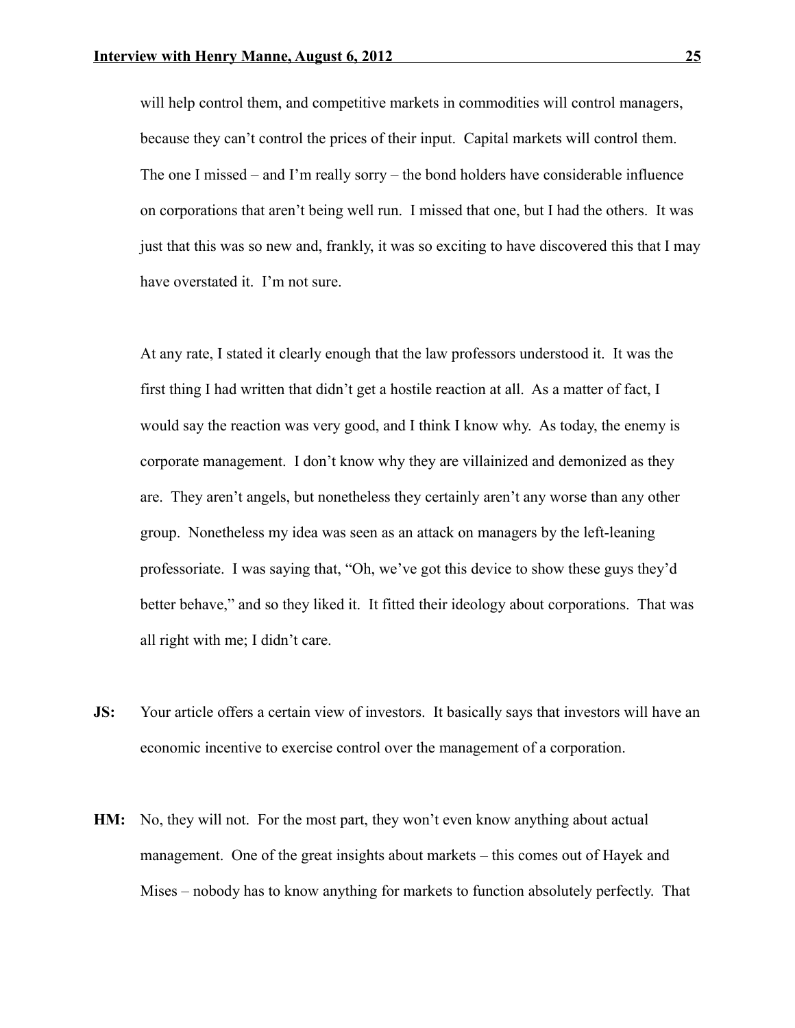will help control them, and competitive markets in commodities will control managers, because they can't control the prices of their input. Capital markets will control them. The one I missed – and I'm really sorry – the bond holders have considerable influence on corporations that aren't being well run. I missed that one, but I had the others. It was just that this was so new and, frankly, it was so exciting to have discovered this that I may have overstated it. I'm not sure.

At any rate, I stated it clearly enough that the law professors understood it. It was the first thing I had written that didn't get a hostile reaction at all. As a matter of fact, I would say the reaction was very good, and I think I know why. As today, the enemy is corporate management. I don't know why they are villainized and demonized as they are. They aren't angels, but nonetheless they certainly aren't any worse than any other group. Nonetheless my idea was seen as an attack on managers by the left-leaning professoriate. I was saying that, "Oh, we've got this device to show these guys they'd better behave," and so they liked it. It fitted their ideology about corporations. That was all right with me; I didn't care.

**JS:** Your article offers a certain view of investors. It basically says that investors will have an economic incentive to exercise control over the management of a corporation.

**HM:** No, they will not. For the most part, they won't even know anything about actual management. One of the great insights about markets – this comes out of Hayek and Mises – nobody has to know anything for markets to function absolutely perfectly. That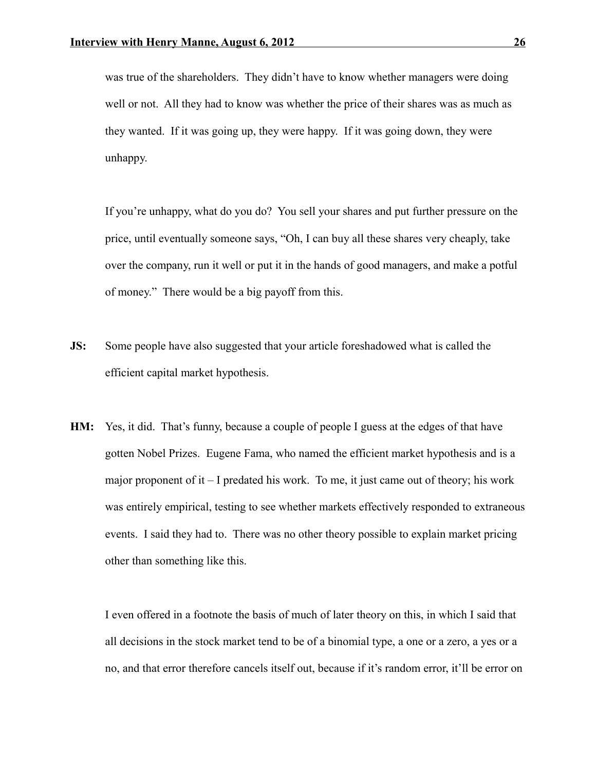was true of the shareholders. They didn't have to know whether managers were doing well or not. All they had to know was whether the price of their shares was as much as they wanted. If it was going up, they were happy. If it was going down, they were unhappy.

If you're unhappy, what do you do? You sell your shares and put further pressure on the price, until eventually someone says, "Oh, I can buy all these shares very cheaply, take over the company, run it well or put it in the hands of good managers, and make a potful of money." There would be a big payoff from this.

**JS:** Some people have also suggested that your article foreshadowed what is called the efficient capital market hypothesis.

**HM:** Yes, it did. That's funny, because a couple of people I guess at the edges of that have gotten Nobel Prizes. Eugene Fama, who named the efficient market hypothesis and is a major proponent of it – I predated his work. To me, it just came out of theory; his work was entirely empirical, testing to see whether markets effectively responded to extraneous events. I said they had to. There was no other theory possible to explain market pricing other than something like this.

I even offered in a footnote the basis of much of later theory on this, in which I said that all decisions in the stock market tend to be of a binomial type, a one or a zero, a yes or a no, and that error therefore cancels itself out, because if it's random error, it'll be error on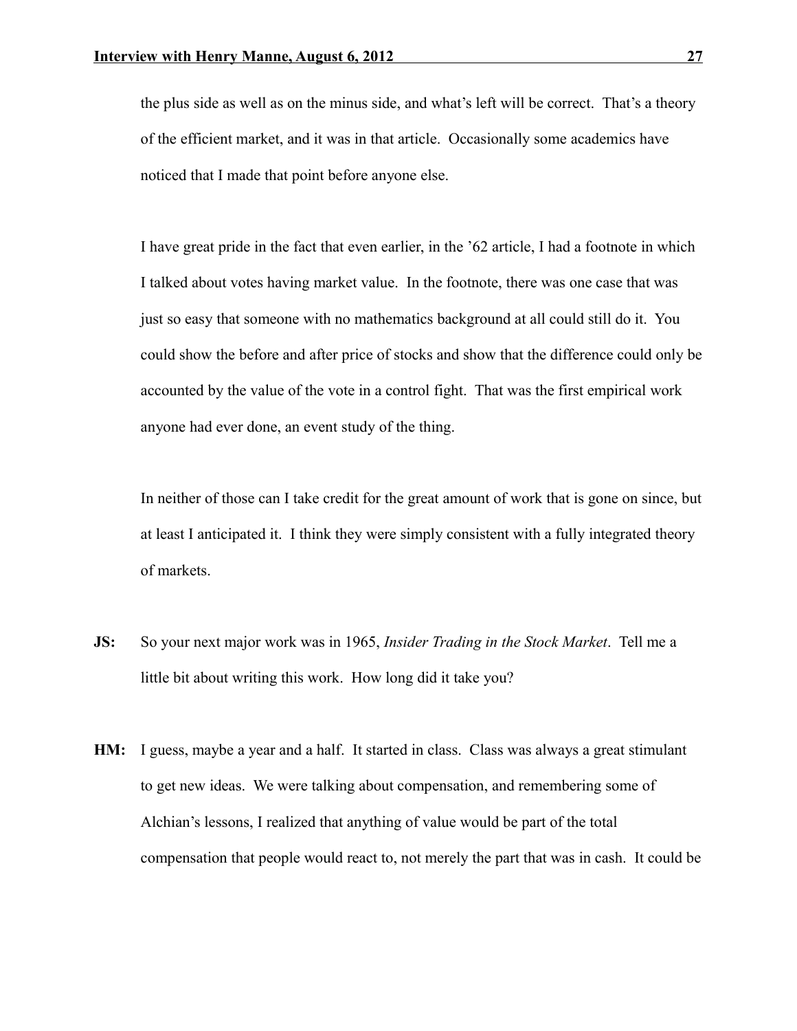the plus side as well as on the minus side, and what's left will be correct. That's a theory of the efficient market, and it was in that article. Occasionally some academics have noticed that I made that point before anyone else.

I have great pride in the fact that even earlier, in the '62 article, I had a footnote in which I talked about votes having market value. In the footnote, there was one case that was just so easy that someone with no mathematics background at all could still do it. You could show the before and after price of stocks and show that the difference could only be accounted by the value of the vote in a control fight. That was the first empirical work anyone had ever done, an event study of the thing.

In neither of those can I take credit for the great amount of work that is gone on since, but at least I anticipated it. I think they were simply consistent with a fully integrated theory of markets.

**JS:** So your next major work was in 1965, *Insider Trading in the Stock Market*. Tell me a little bit about writing this work. How long did it take you?

**HM:** I guess, maybe a year and a half. It started in class. Class was always a great stimulant to get new ideas. We were talking about compensation, and remembering some of Alchian's lessons, I realized that anything of value would be part of the total compensation that people would react to, not merely the part that was in cash. It could be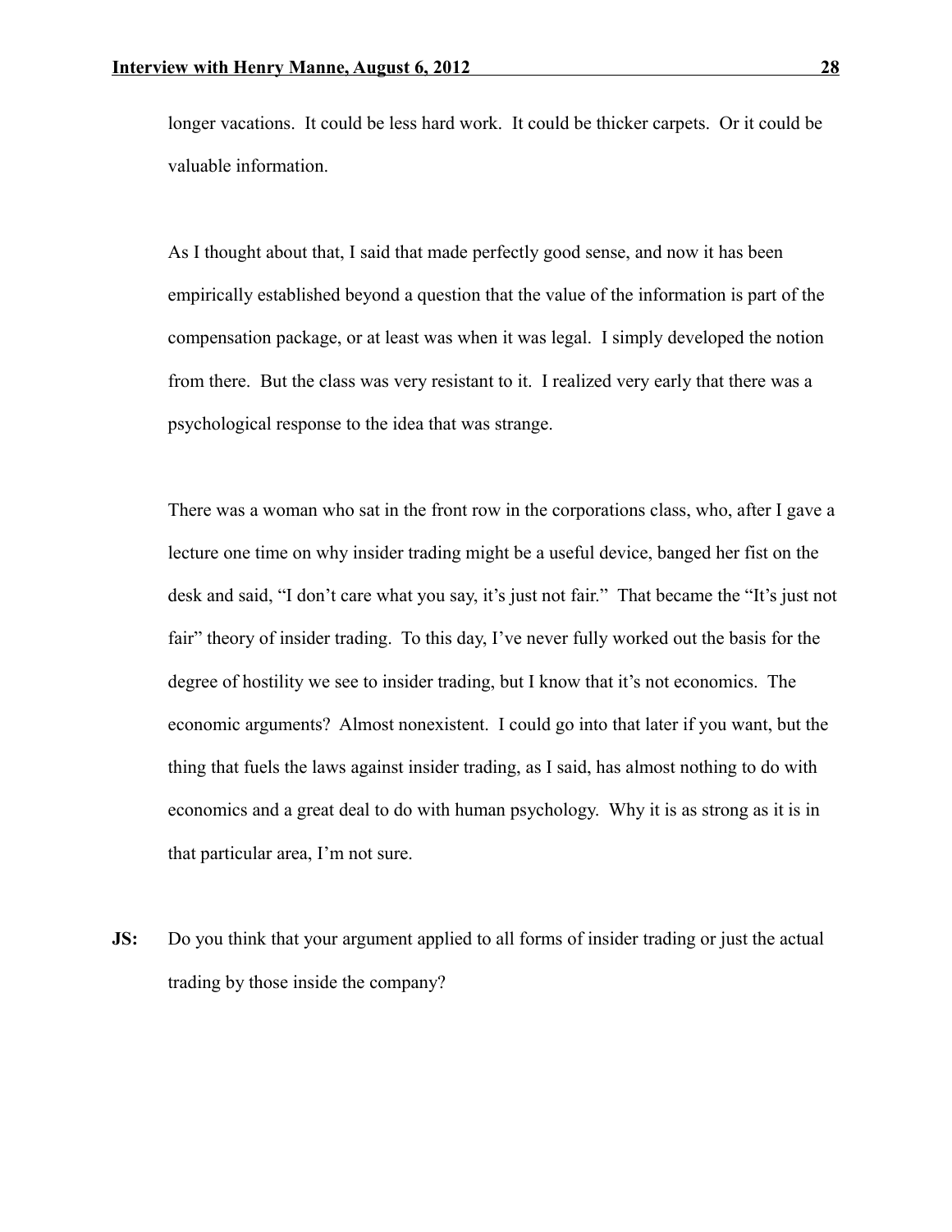longer vacations. It could be less hard work. It could be thicker carpets. Or it could be valuable information.

As I thought about that, I said that made perfectly good sense, and now it has been empirically established beyond a question that the value of the information is part of the compensation package, or at least was when it was legal. I simply developed the notion from there. But the class was very resistant to it. I realized very early that there was a psychological response to the idea that was strange.

There was a woman who sat in the front row in the corporations class, who, after I gave a lecture one time on why insider trading might be a useful device, banged her fist on the desk and said, "I don't care what you say, it's just not fair." That became the "It's just not fair" theory of insider trading. To this day, I've never fully worked out the basis for the degree of hostility we see to insider trading, but I know that it's not economics. The economic arguments? Almost nonexistent. I could go into that later if you want, but the thing that fuels the laws against insider trading, as I said, has almost nothing to do with economics and a great deal to do with human psychology. Why it is as strong as it is in that particular area, I'm not sure.

**JS:** Do you think that your argument applied to all forms of insider trading or just the actual trading by those inside the company?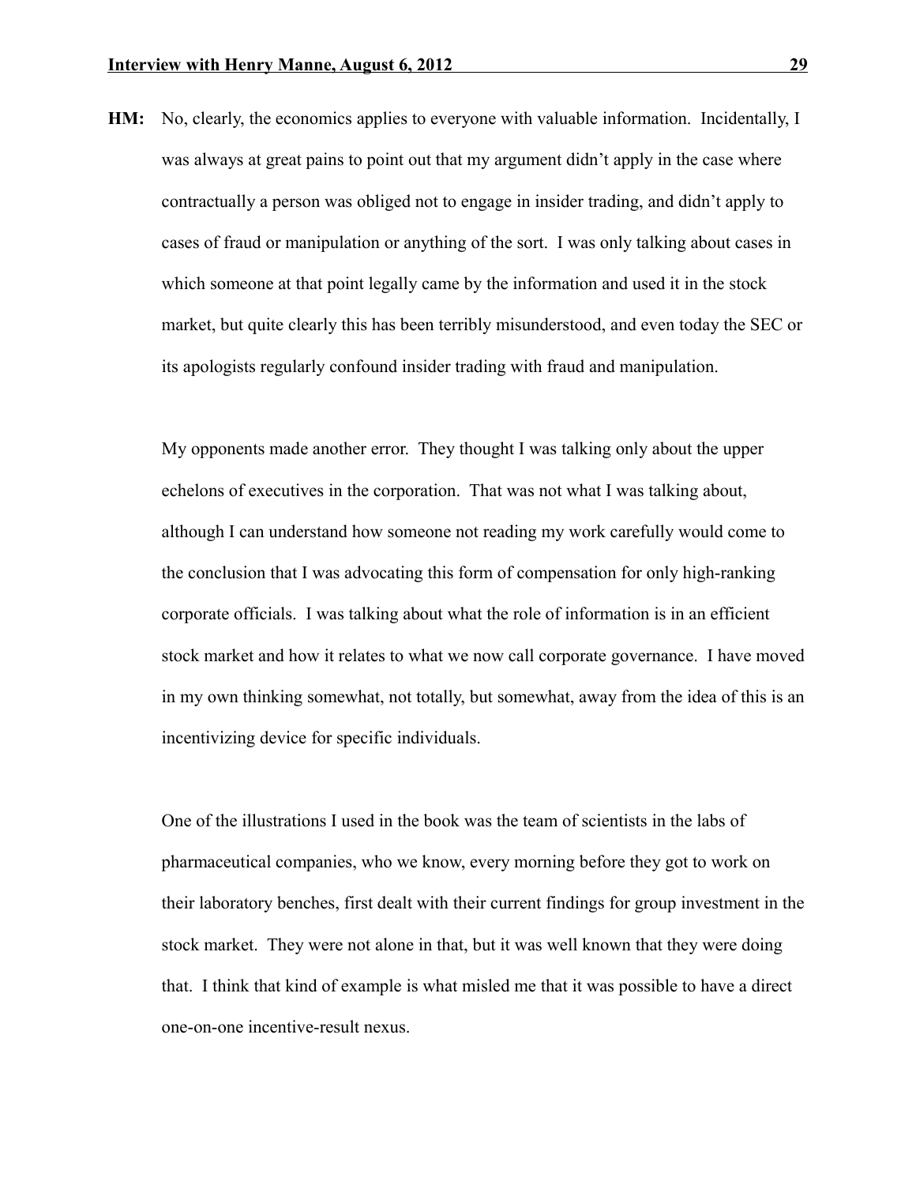**HM:** No, clearly, the economics applies to everyone with valuable information. Incidentally, I was always at great pains to point out that my argument didn't apply in the case where contractually a person was obliged not to engage in insider trading, and didn't apply to cases of fraud or manipulation or anything of the sort. I was only talking about cases in which someone at that point legally came by the information and used it in the stock market, but quite clearly this has been terribly misunderstood, and even today the SEC or its apologists regularly confound insider trading with fraud and manipulation.

My opponents made another error. They thought I was talking only about the upper echelons of executives in the corporation. That was not what I was talking about, although I can understand how someone not reading my work carefully would come to the conclusion that I was advocating this form of compensation for only high-ranking corporate officials. I was talking about what the role of information is in an efficient stock market and how it relates to what we now call corporate governance. I have moved in my own thinking somewhat, not totally, but somewhat, away from the idea of this is an incentivizing device for specific individuals.

One of the illustrations I used in the book was the team of scientists in the labs of pharmaceutical companies, who we know, every morning before they got to work on their laboratory benches, first dealt with their current findings for group investment in the stock market. They were not alone in that, but it was well known that they were doing that. I think that kind of example is what misled me that it was possible to have a direct one-on-one incentive-result nexus.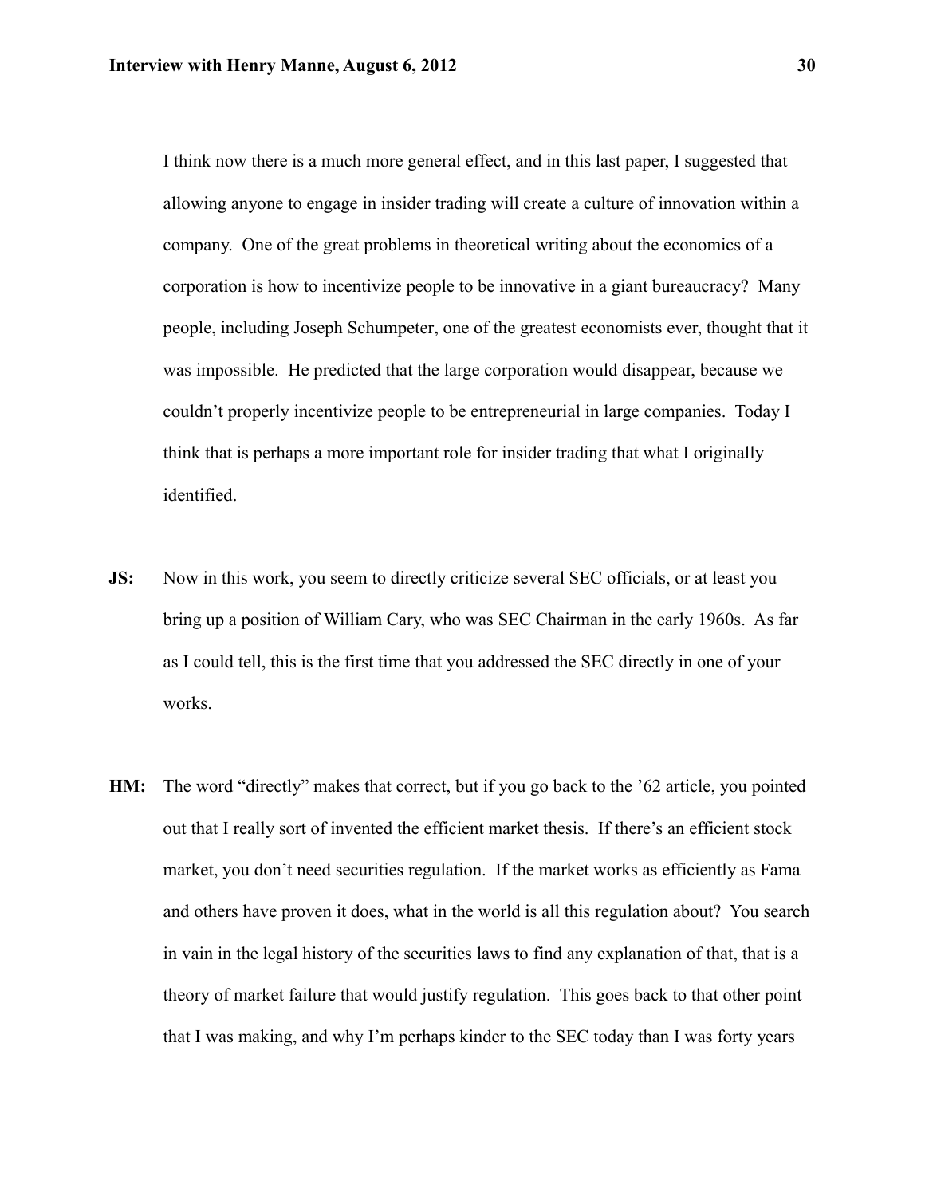I think now there is a much more general effect, and in this last paper, I suggested that allowing anyone to engage in insider trading will create a culture of innovation within a company. One of the great problems in theoretical writing about the economics of a corporation is how to incentivize people to be innovative in a giant bureaucracy? Many people, including Joseph Schumpeter, one of the greatest economists ever, thought that it was impossible. He predicted that the large corporation would disappear, because we couldn't properly incentivize people to be entrepreneurial in large companies. Today I think that is perhaps a more important role for insider trading that what I originally identified.

**JS:** Now in this work, you seem to directly criticize several SEC officials, or at least you bring up a position of William Cary, who was SEC Chairman in the early 1960s. As far as I could tell, this is the first time that you addressed the SEC directly in one of your works.

**HM:** The word "directly" makes that correct, but if you go back to the '62 article, you pointed out that I really sort of invented the efficient market thesis. If there's an efficient stock market, you don't need securities regulation. If the market works as efficiently as Fama and others have proven it does, what in the world is all this regulation about? You search in vain in the legal history of the securities laws to find any explanation of that, that is a theory of market failure that would justify regulation. This goes back to that other point that I was making, and why I'm perhaps kinder to the SEC today than I was forty years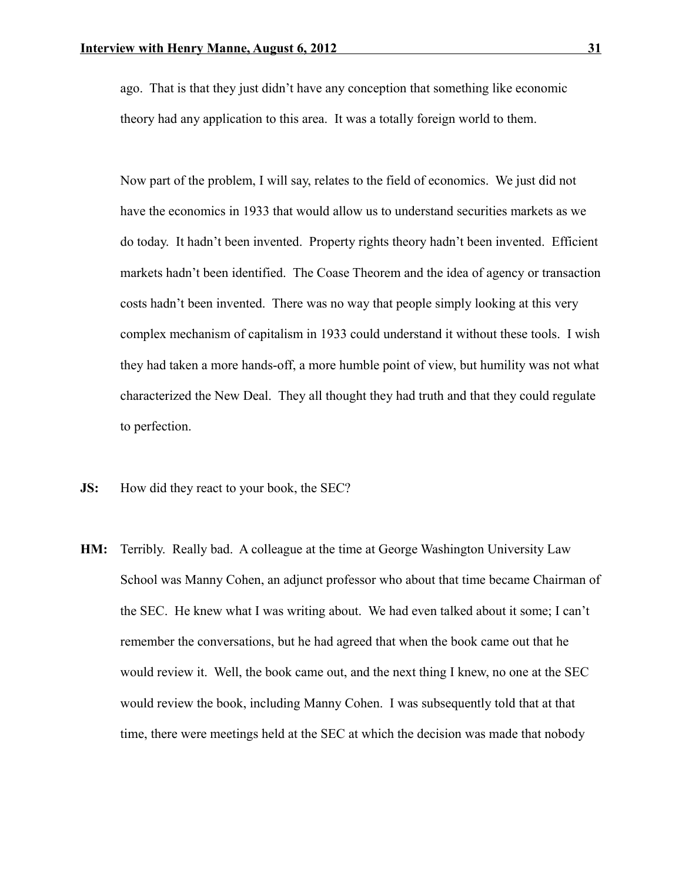ago. That is that they just didn't have any conception that something like economic theory had any application to this area. It was a totally foreign world to them.

Now part of the problem, I will say, relates to the field of economics. We just did not have the economics in 1933 that would allow us to understand securities markets as we do today. It hadn't been invented. Property rights theory hadn't been invented. Efficient markets hadn't been identified. The Coase Theorem and the idea of agency or transaction costs hadn't been invented. There was no way that people simply looking at this very complex mechanism of capitalism in 1933 could understand it without these tools. I wish they had taken a more hands-off, a more humble point of view, but humility was not what characterized the New Deal. They all thought they had truth and that they could regulate to perfection.

**JS:** How did they react to your book, the SEC?

**HM:** Terribly. Really bad. A colleague at the time at George Washington University Law School was Manny Cohen, an adjunct professor who about that time became Chairman of the SEC. He knew what I was writing about. We had even talked about it some; I can't remember the conversations, but he had agreed that when the book came out that he would review it. Well, the book came out, and the next thing I knew, no one at the SEC would review the book, including Manny Cohen. I was subsequently told that at that time, there were meetings held at the SEC at which the decision was made that nobody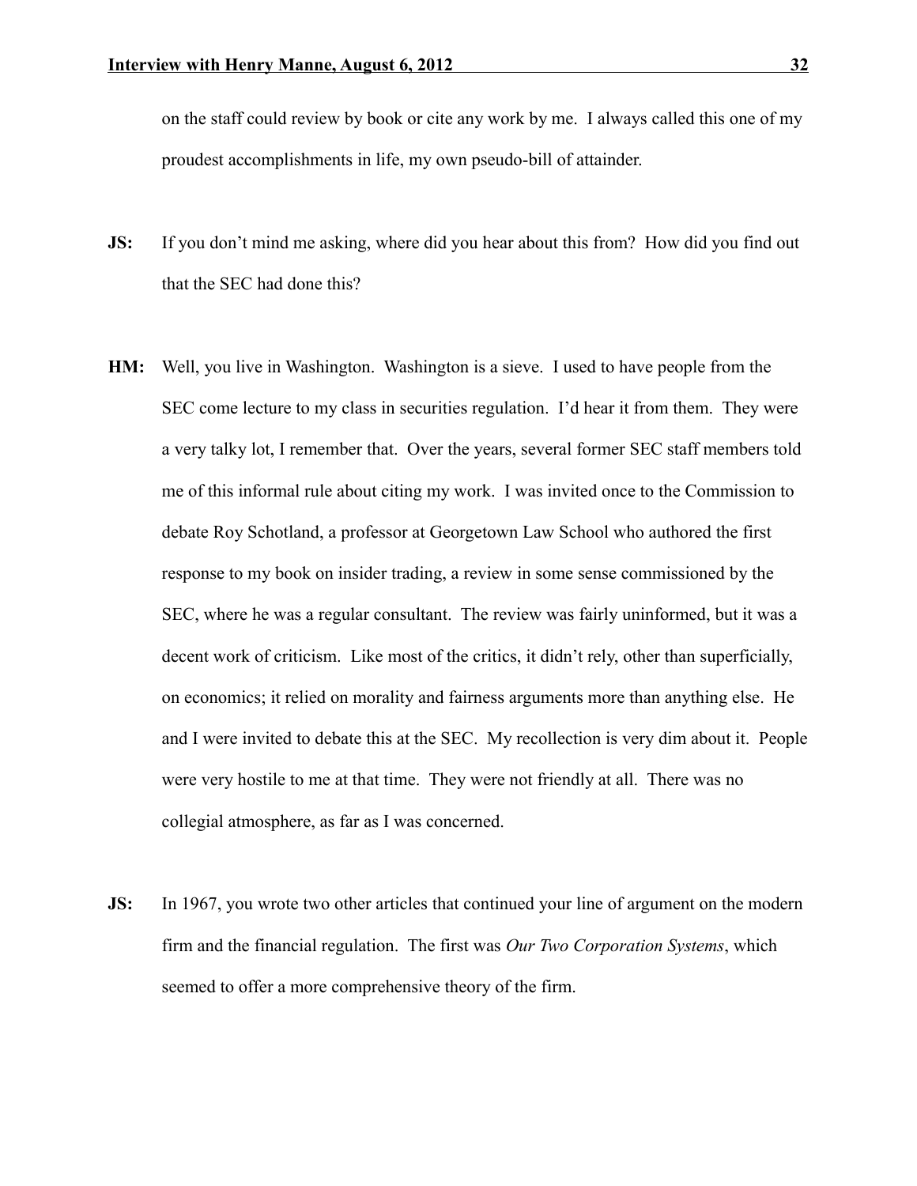on the staff could review by book or cite any work by me. I always called this one of my proudest accomplishments in life, my own pseudo-bill of attainder.

**JS:** If you don't mind me asking, where did you hear about this from? How did you find out that the SEC had done this?

**HM:** Well, you live in Washington. Washington is a sieve. I used to have people from the SEC come lecture to my class in securities regulation. I'd hear it from them. They were a very talky lot, I remember that. Over the years, several former SEC staff members told me of this informal rule about citing my work. I was invited once to the Commission to debate Roy Schotland, a professor at Georgetown Law School who authored the first response to my book on insider trading, a review in some sense commissioned by the SEC, where he was a regular consultant. The review was fairly uninformed, but it was a decent work of criticism. Like most of the critics, it didn't rely, other than superficially, on economics; it relied on morality and fairness arguments more than anything else. He and I were invited to debate this at the SEC. My recollection is very dim about it. People were very hostile to me at that time. They were not friendly at all. There was no collegial atmosphere, as far as I was concerned.

**JS:** In 1967, you wrote two other articles that continued your line of argument on the modern firm and the financial regulation. The first was *Our Two Corporation Systems*, which seemed to offer a more comprehensive theory of the firm.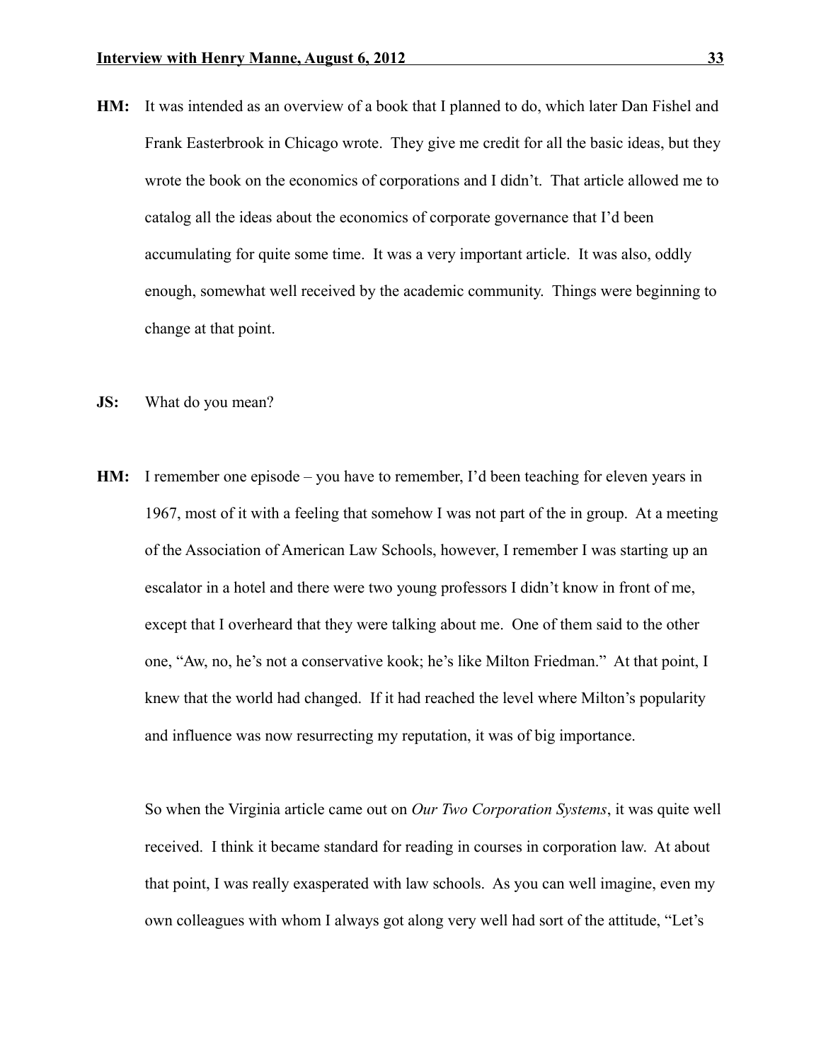**HM:** It was intended as an overview of a book that I planned to do, which later Dan Fishel and Frank Easterbrook in Chicago wrote. They give me credit for all the basic ideas, but they wrote the book on the economics of corporations and I didn't. That article allowed me to catalog all the ideas about the economics of corporate governance that I'd been accumulating for quite some time. It was a very important article. It was also, oddly enough, somewhat well received by the academic community. Things were beginning to change at that point.

**JS:** What do you mean?

**HM:** I remember one episode – you have to remember, I'd been teaching for eleven years in 1967, most of it with a feeling that somehow I was not part of the in group. At a meeting of the Association of American Law Schools, however, I remember I was starting up an escalator in a hotel and there were two young professors I didn't know in front of me, except that I overheard that they were talking about me. One of them said to the other one, "Aw, no, he's not a conservative kook; he's like Milton Friedman." At that point, I knew that the world had changed. If it had reached the level where Milton's popularity and influence was now resurrecting my reputation, it was of big importance.

So when the Virginia article came out on *Our Two Corporation Systems*, it was quite well received. I think it became standard for reading in courses in corporation law. At about that point, I was really exasperated with law schools. As you can well imagine, even my own colleagues with whom I always got along very well had sort of the attitude, "Let's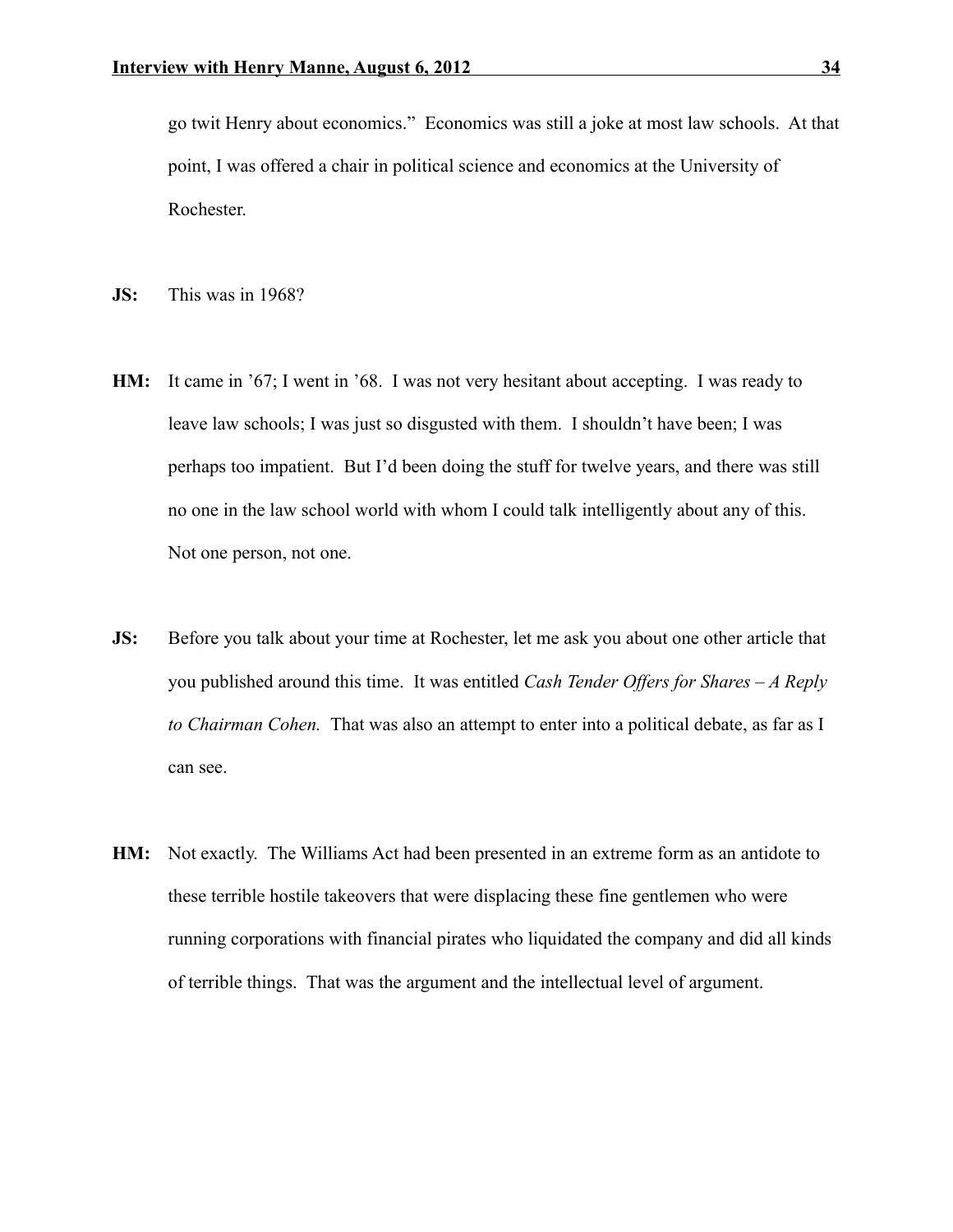go twit Henry about economics." Economics was still a joke at most law schools. At that point, I was offered a chair in political science and economics at the University of Rochester.

**JS:** This was in 1968?

**HM:** It came in '67; I went in '68. I was not very hesitant about accepting. I was ready to leave law schools; I was just so disgusted with them. I shouldn't have been; I was perhaps too impatient. But I'd been doing the stuff for twelve years, and there was still no one in the law school world with whom I could talk intelligently about any of this. Not one person, not one.

**JS:** Before you talk about your time at Rochester, let me ask you about one other article that you published around this time. It was entitled *Cash Tender Offers for Shares – A Reply to Chairman Cohen.* That was also an attempt to enter into a political debate, as far as I can see.

**HM:** Not exactly. The Williams Act had been presented in an extreme form as an antidote to these terrible hostile takeovers that were displacing these fine gentlemen who were running corporations with financial pirates who liquidated the company and did all kinds of terrible things. That was the argument and the intellectual level of argument.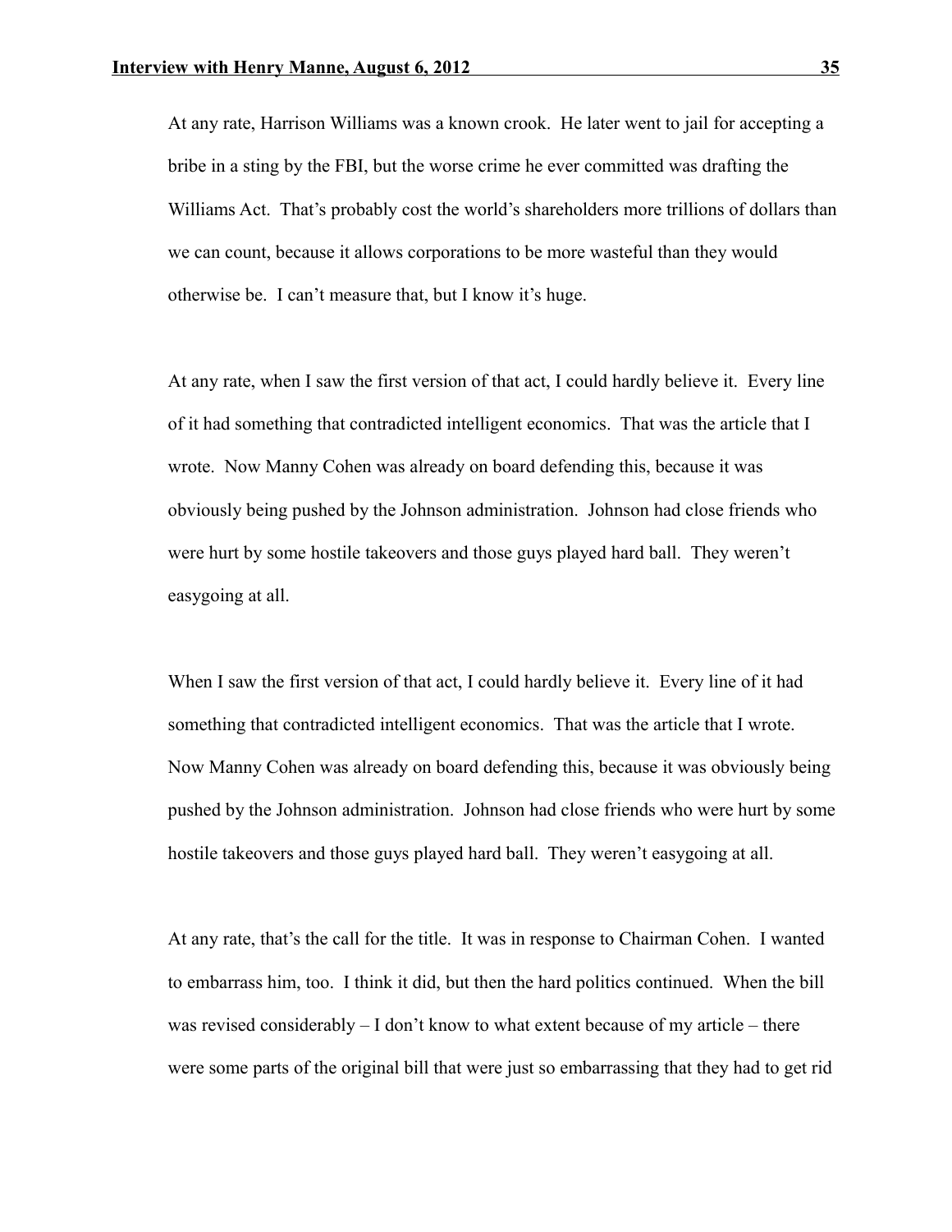At any rate, Harrison Williams was a known crook. He later went to jail for accepting a bribe in a sting by the FBI, but the worse crime he ever committed was drafting the Williams Act. That's probably cost the world's shareholders more trillions of dollars than we can count, because it allows corporations to be more wasteful than they would otherwise be. I can't measure that, but I know it's huge.

At any rate, when I saw the first version of that act, I could hardly believe it. Every line of it had something that contradicted intelligent economics. That was the article that I wrote. Now Manny Cohen was already on board defending this, because it was obviously being pushed by the Johnson administration. Johnson had close friends who were hurt by some hostile takeovers and those guys played hard ball. They weren't easygoing at all.

When I saw the first version of that act, I could hardly believe it. Every line of it had something that contradicted intelligent economics. That was the article that I wrote. Now Manny Cohen was already on board defending this, because it was obviously being pushed by the Johnson administration. Johnson had close friends who were hurt by some hostile takeovers and those guys played hard ball. They weren't easygoing at all.

At any rate, that's the call for the title. It was in response to Chairman Cohen. I wanted to embarrass him, too. I think it did, but then the hard politics continued. When the bill was revised considerably – I don't know to what extent because of my article – there were some parts of the original bill that were just so embarrassing that they had to get rid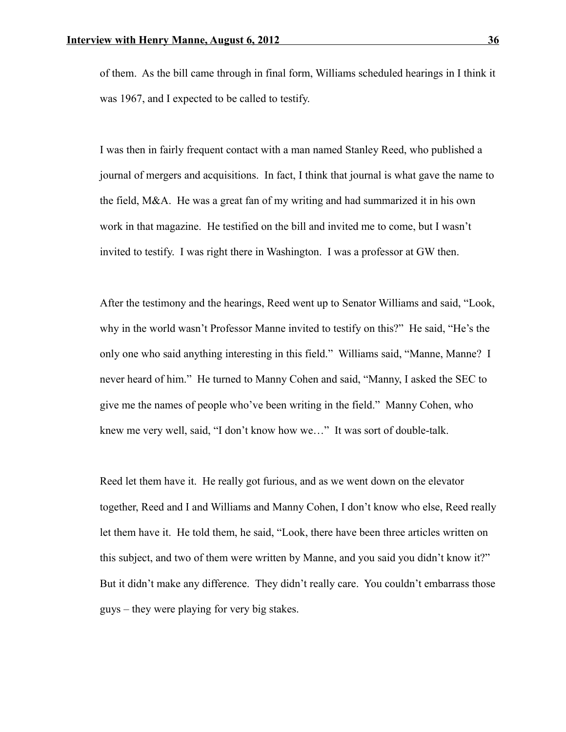of them. As the bill came through in final form, Williams scheduled hearings in I think it was 1967, and I expected to be called to testify.

I was then in fairly frequent contact with a man named Stanley Reed, who published a journal of mergers and acquisitions. In fact, I think that journal is what gave the name to the field, M&A. He was a great fan of my writing and had summarized it in his own work in that magazine. He testified on the bill and invited me to come, but I wasn't invited to testify. I was right there in Washington. I was a professor at GW then.

After the testimony and the hearings, Reed went up to Senator Williams and said, "Look, why in the world wasn't Professor Manne invited to testify on this?" He said, "He's the only one who said anything interesting in this field." Williams said, "Manne, Manne? I never heard of him." He turned to Manny Cohen and said, "Manny, I asked the SEC to give me the names of people who've been writing in the field." Manny Cohen, who knew me very well, said, "I don't know how we…" It was sort of double-talk.

Reed let them have it. He really got furious, and as we went down on the elevator together, Reed and I and Williams and Manny Cohen, I don't know who else, Reed really let them have it. He told them, he said, "Look, there have been three articles written on this subject, and two of them were written by Manne, and you said you didn't know it?" But it didn't make any difference. They didn't really care. You couldn't embarrass those guys – they were playing for very big stakes.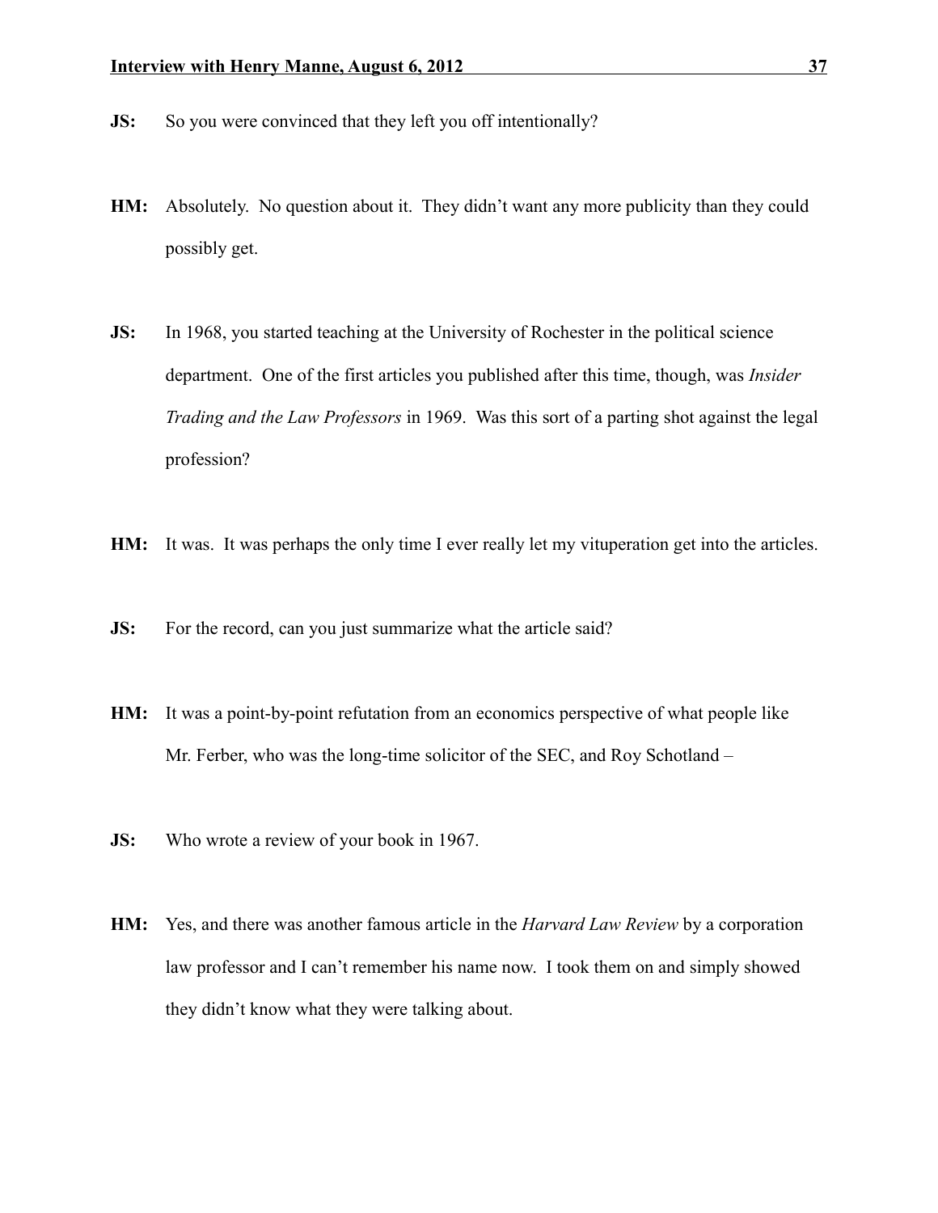**JS:** So you were convinced that they left you off intentionally?

**HM:** Absolutely. No question about it. They didn't want any more publicity than they could possibly get.

**JS:** In 1968, you started teaching at the University of Rochester in the political science department. One of the first articles you published after this time, though, was *Insider Trading and the Law Professors* in 1969. Was this sort of a parting shot against the legal profession?

**HM:** It was. It was perhaps the only time I ever really let my vituperation get into the articles.

**JS:** For the record, can you just summarize what the article said?

**HM:** It was a point-by-point refutation from an economics perspective of what people like Mr. Ferber, who was the long-time solicitor of the SEC, and Roy Schotland –

**JS:** Who wrote a review of your book in 1967.

**HM:** Yes, and there was another famous article in the *Harvard Law Review* by a corporation law professor and I can't remember his name now. I took them on and simply showed they didn't know what they were talking about.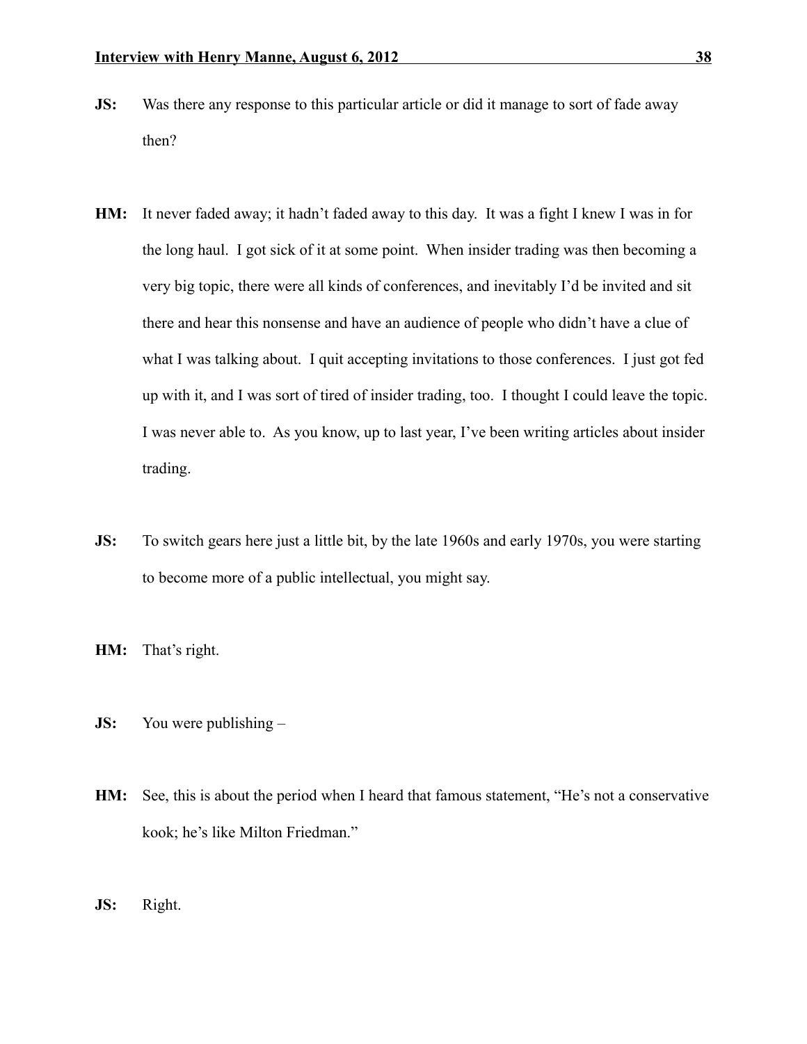**JS:** Was there any response to this particular article or did it manage to sort of fade away then?

**HM:** It never faded away; it hadn't faded away to this day. It was a fight I knew I was in for the long haul. I got sick of it at some point. When insider trading was then becoming a very big topic, there were all kinds of conferences, and inevitably I'd be invited and sit there and hear this nonsense and have an audience of people who didn't have a clue of what I was talking about. I quit accepting invitations to those conferences. I just got fed up with it, and I was sort of tired of insider trading, too. I thought I could leave the topic. I was never able to. As you know, up to last year, I've been writing articles about insider trading.

**JS:** To switch gears here just a little bit, by the late 1960s and early 1970s, you were starting to become more of a public intellectual, you might say.

**HM:** That's right.

**JS:** You were publishing –

**HM:** See, this is about the period when I heard that famous statement, "He's not a conservative kook; he's like Milton Friedman."

**JS:** Right.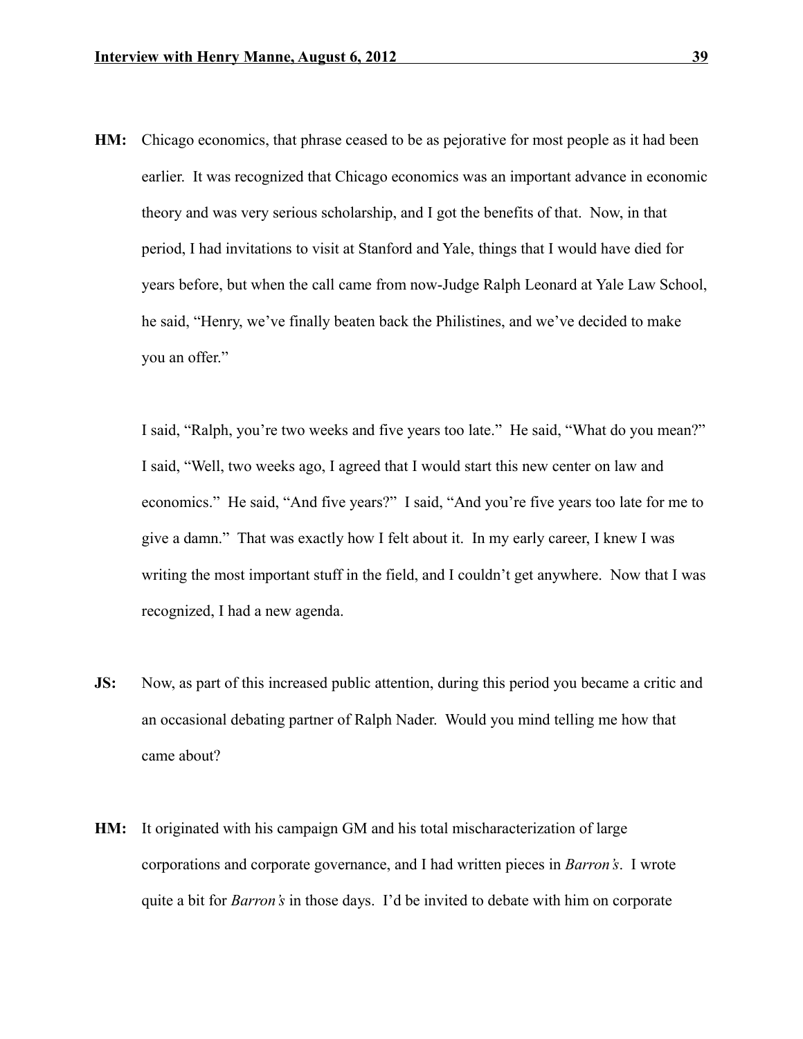**HM:** Chicago economics, that phrase ceased to be as pejorative for most people as it had been earlier. It was recognized that Chicago economics was an important advance in economic theory and was very serious scholarship, and I got the benefits of that. Now, in that period, I had invitations to visit at Stanford and Yale, things that I would have died for years before, but when the call came from now-Judge Ralph Leonard at Yale Law School, he said, "Henry, we've finally beaten back the Philistines, and we've decided to make you an offer."

I said, "Ralph, you're two weeks and five years too late." He said, "What do you mean?" I said, "Well, two weeks ago, I agreed that I would start this new center on law and economics." He said, "And five years?" I said, "And you're five years too late for me to give a damn." That was exactly how I felt about it. In my early career, I knew I was writing the most important stuff in the field, and I couldn't get anywhere. Now that I was recognized, I had a new agenda.

**JS:** Now, as part of this increased public attention, during this period you became a critic and an occasional debating partner of Ralph Nader. Would you mind telling me how that came about?

**HM:** It originated with his campaign GM and his total mischaracterization of large corporations and corporate governance, and I had written pieces in *Barron's*. I wrote quite a bit for *Barron's* in those days. I'd be invited to debate with him on corporate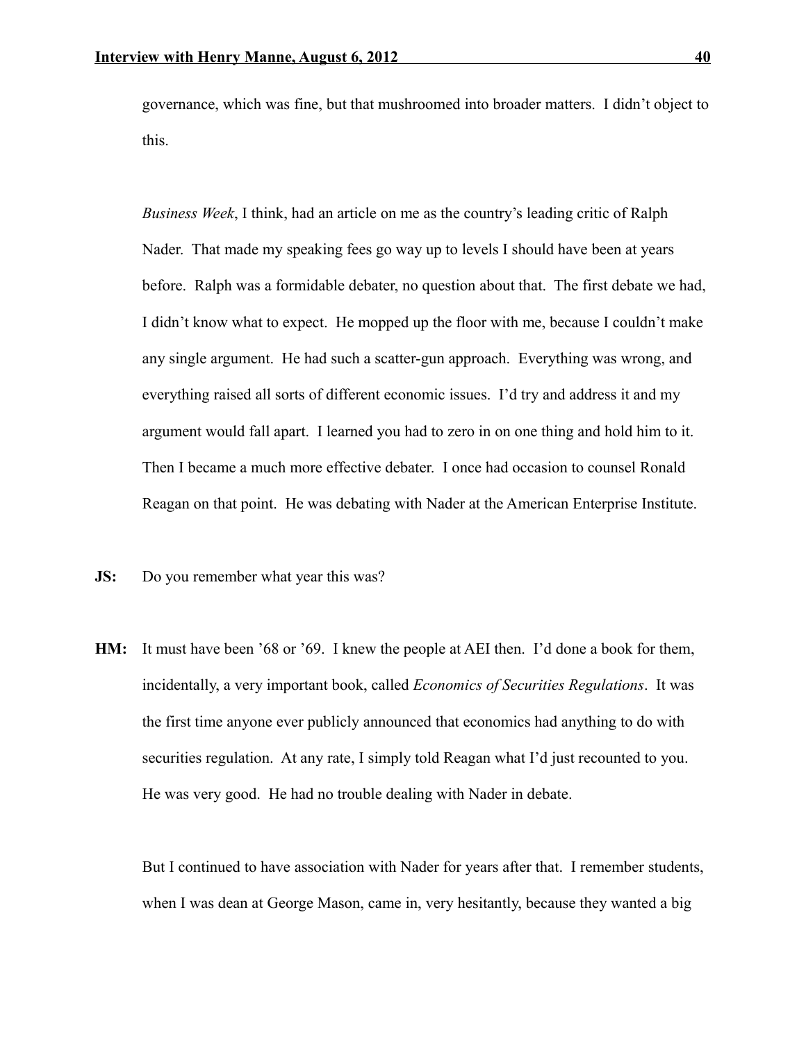governance, which was fine, but that mushroomed into broader matters. I didn't object to this.

*Business Week*, I think, had an article on me as the country's leading critic of Ralph Nader. That made my speaking fees go way up to levels I should have been at years before. Ralph was a formidable debater, no question about that. The first debate we had, I didn't know what to expect. He mopped up the floor with me, because I couldn't make any single argument. He had such a scatter-gun approach. Everything was wrong, and everything raised all sorts of different economic issues. I'd try and address it and my argument would fall apart. I learned you had to zero in on one thing and hold him to it. Then I became a much more effective debater. I once had occasion to counsel Ronald Reagan on that point. He was debating with Nader at the American Enterprise Institute.

**JS:** Do you remember what year this was?

**HM:** It must have been '68 or '69. I knew the people at AEI then. I'd done a book for them, incidentally, a very important book, called *Economics of Securities Regulations*. It was the first time anyone ever publicly announced that economics had anything to do with securities regulation. At any rate, I simply told Reagan what I'd just recounted to you. He was very good. He had no trouble dealing with Nader in debate.

But I continued to have association with Nader for years after that. I remember students, when I was dean at George Mason, came in, very hesitantly, because they wanted a big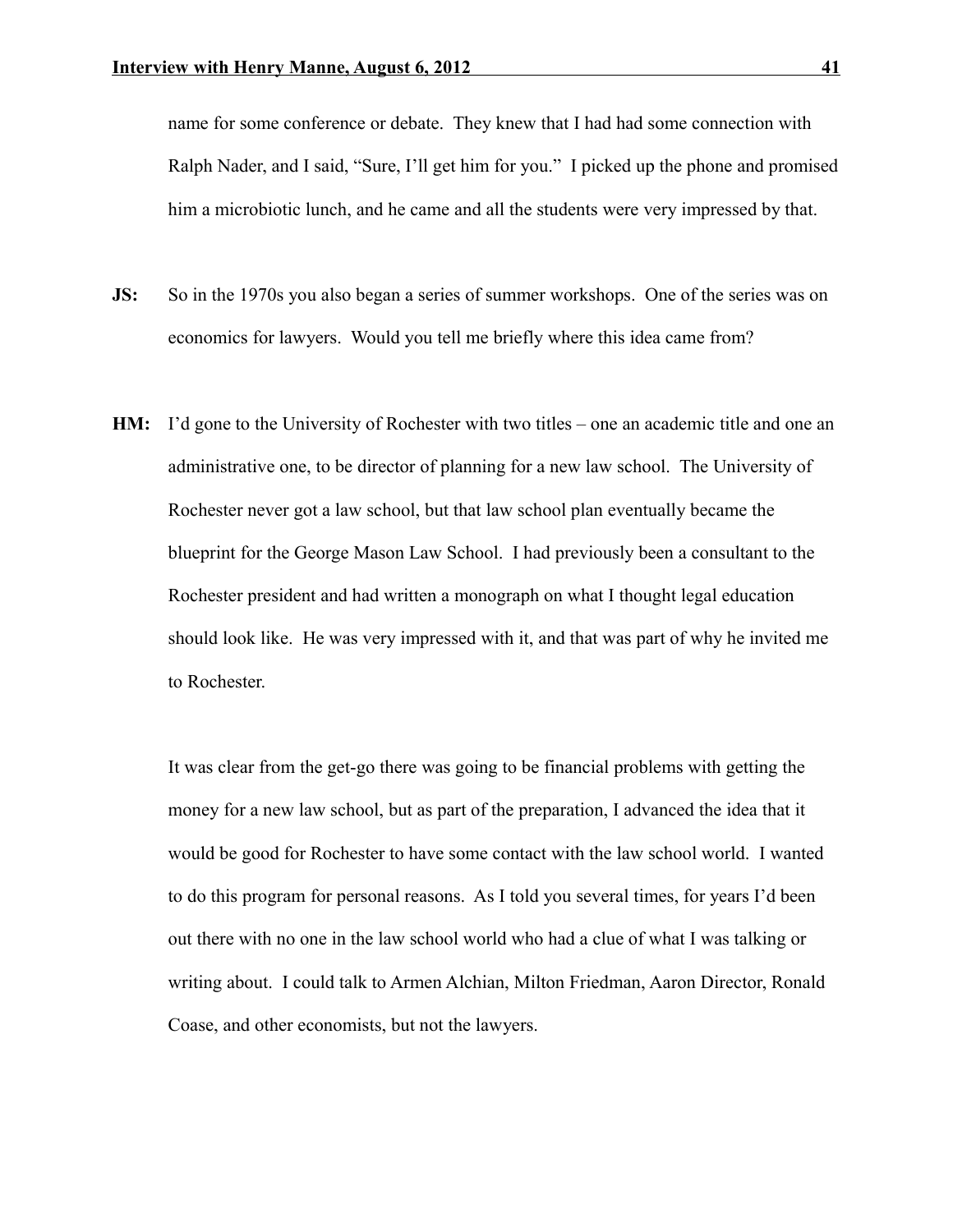name for some conference or debate. They knew that I had had some connection with Ralph Nader, and I said, "Sure, I'll get him for you." I picked up the phone and promised him a microbiotic lunch, and he came and all the students were very impressed by that.

**JS:** So in the 1970s you also began a series of summer workshops. One of the series was on economics for lawyers. Would you tell me briefly where this idea came from?

**HM:** I'd gone to the University of Rochester with two titles – one an academic title and one an administrative one, to be director of planning for a new law school. The University of Rochester never got a law school, but that law school plan eventually became the blueprint for the George Mason Law School. I had previously been a consultant to the Rochester president and had written a monograph on what I thought legal education should look like. He was very impressed with it, and that was part of why he invited me to Rochester.

It was clear from the get-go there was going to be financial problems with getting the money for a new law school, but as part of the preparation, I advanced the idea that it would be good for Rochester to have some contact with the law school world. I wanted to do this program for personal reasons. As I told you several times, for years I'd been out there with no one in the law school world who had a clue of what I was talking or writing about. I could talk to Armen Alchian, Milton Friedman, Aaron Director, Ronald Coase, and other economists, but not the lawyers.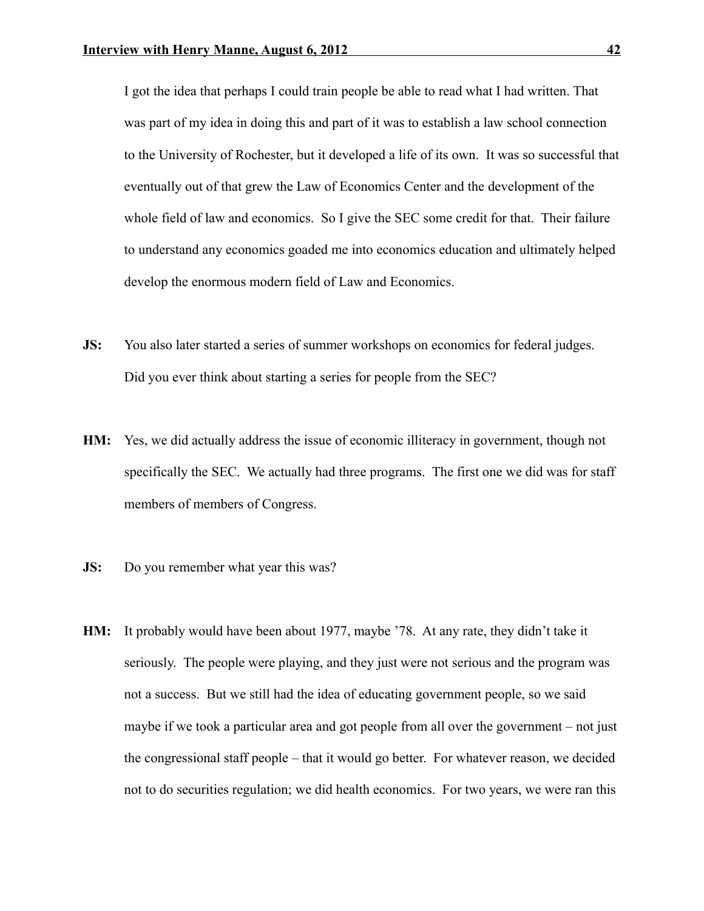I got the idea that perhaps I could train people be able to read what I had written. That was part of my idea in doing this and part of it was to establish a law school connection to the University of Rochester, but it developed a life of its own. It was so successful that eventually out of that grew the Law of Economics Center and the development of the whole field of law and economics. So I give the SEC some credit for that. Their failure to understand any economics goaded me into economics education and ultimately helped develop the enormous modern field of Law and Economics.

**JS:** You also later started a series of summer workshops on economics for federal judges. Did you ever think about starting a series for people from the SEC?

**HM:** Yes, we did actually address the issue of economic illiteracy in government, though not specifically the SEC. We actually had three programs. The first one we did was for staff members of members of Congress.

**JS:** Do you remember what year this was?

**HM:** It probably would have been about 1977, maybe '78. At any rate, they didn't take it seriously. The people were playing, and they just were not serious and the program was not a success. But we still had the idea of educating government people, so we said maybe if we took a particular area and got people from all over the government – not just the congressional staff people – that it would go better. For whatever reason, we decided not to do securities regulation; we did health economics. For two years, we were ran this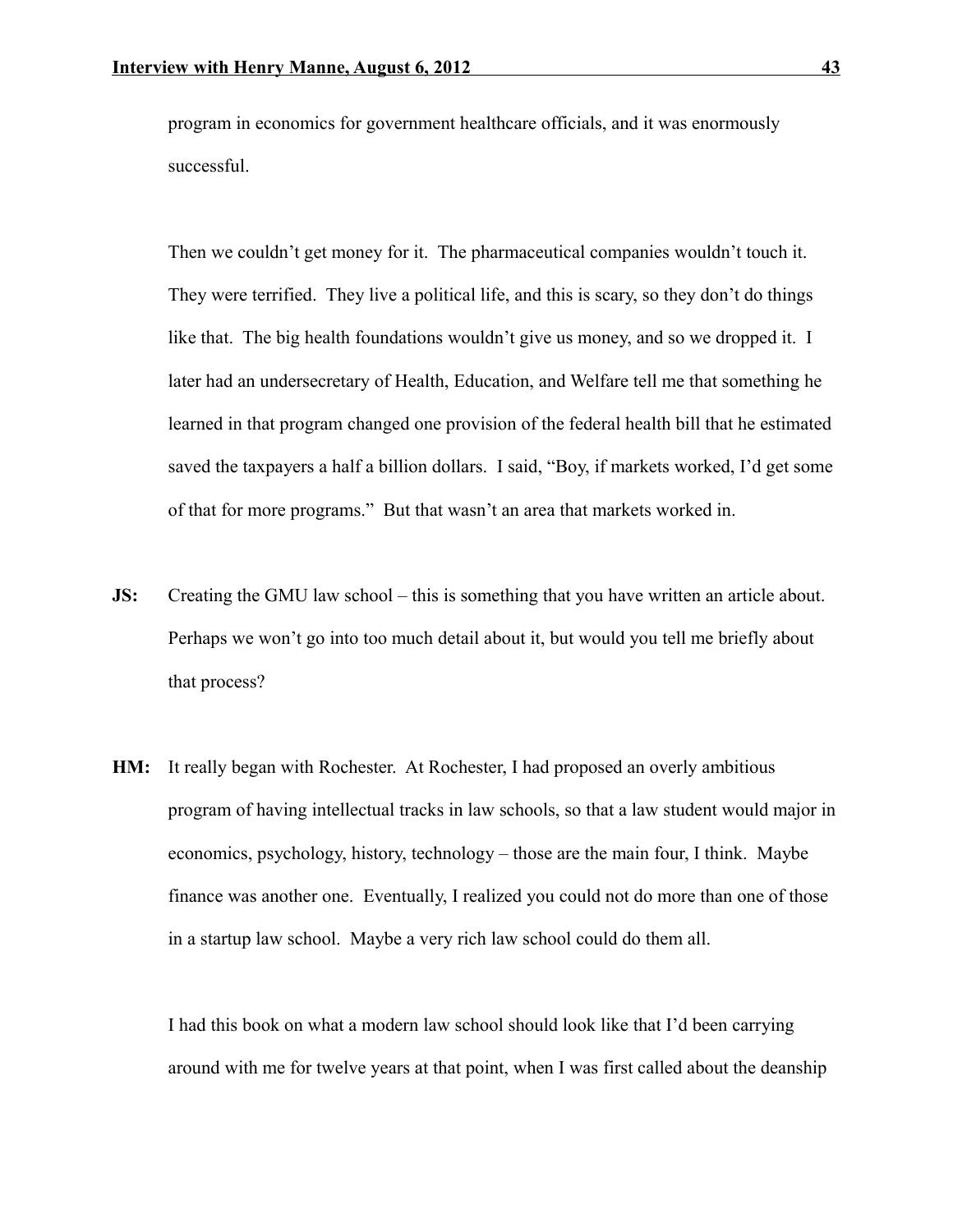program in economics for government healthcare officials, and it was enormously successful.

Then we couldn't get money for it. The pharmaceutical companies wouldn't touch it. They were terrified. They live a political life, and this is scary, so they don't do things like that. The big health foundations wouldn't give us money, and so we dropped it. I later had an undersecretary of Health, Education, and Welfare tell me that something he learned in that program changed one provision of the federal health bill that he estimated saved the taxpayers a half a billion dollars. I said, "Boy, if markets worked, I'd get some of that for more programs." But that wasn't an area that markets worked in.

**JS:** Creating the GMU law school – this is something that you have written an article about. Perhaps we won't go into too much detail about it, but would you tell me briefly about that process?

**HM:** It really began with Rochester. At Rochester, I had proposed an overly ambitious program of having intellectual tracks in law schools, so that a law student would major in economics, psychology, history, technology – those are the main four, I think. Maybe finance was another one. Eventually, I realized you could not do more than one of those in a startup law school. Maybe a very rich law school could do them all.

I had this book on what a modern law school should look like that I'd been carrying around with me for twelve years at that point, when I was first called about the deanship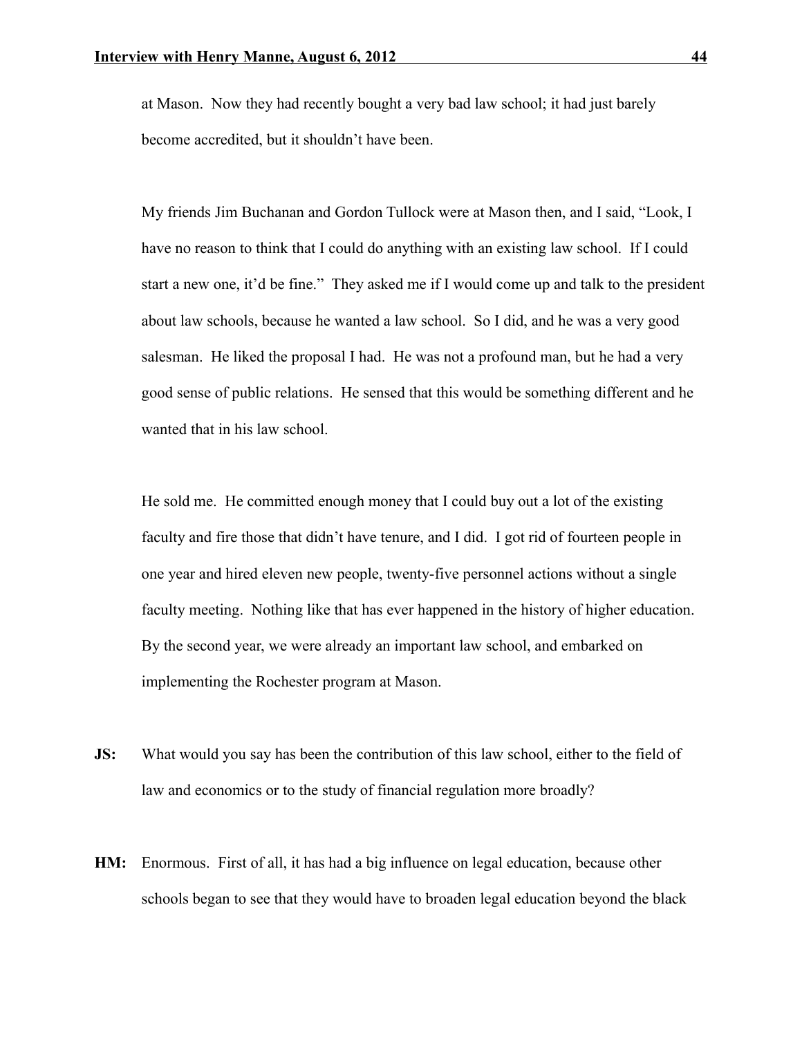at Mason. Now they had recently bought a very bad law school; it had just barely become accredited, but it shouldn't have been.

My friends Jim Buchanan and Gordon Tullock were at Mason then, and I said, "Look, I have no reason to think that I could do anything with an existing law school. If I could start a new one, it'd be fine." They asked me if I would come up and talk to the president about law schools, because he wanted a law school. So I did, and he was a very good salesman. He liked the proposal I had. He was not a profound man, but he had a very good sense of public relations. He sensed that this would be something different and he wanted that in his law school.

He sold me. He committed enough money that I could buy out a lot of the existing faculty and fire those that didn't have tenure, and I did. I got rid of fourteen people in one year and hired eleven new people, twenty-five personnel actions without a single faculty meeting. Nothing like that has ever happened in the history of higher education. By the second year, we were already an important law school, and embarked on implementing the Rochester program at Mason.

**JS:** What would you say has been the contribution of this law school, either to the field of law and economics or to the study of financial regulation more broadly?

**HM:** Enormous. First of all, it has had a big influence on legal education, because other schools began to see that they would have to broaden legal education beyond the black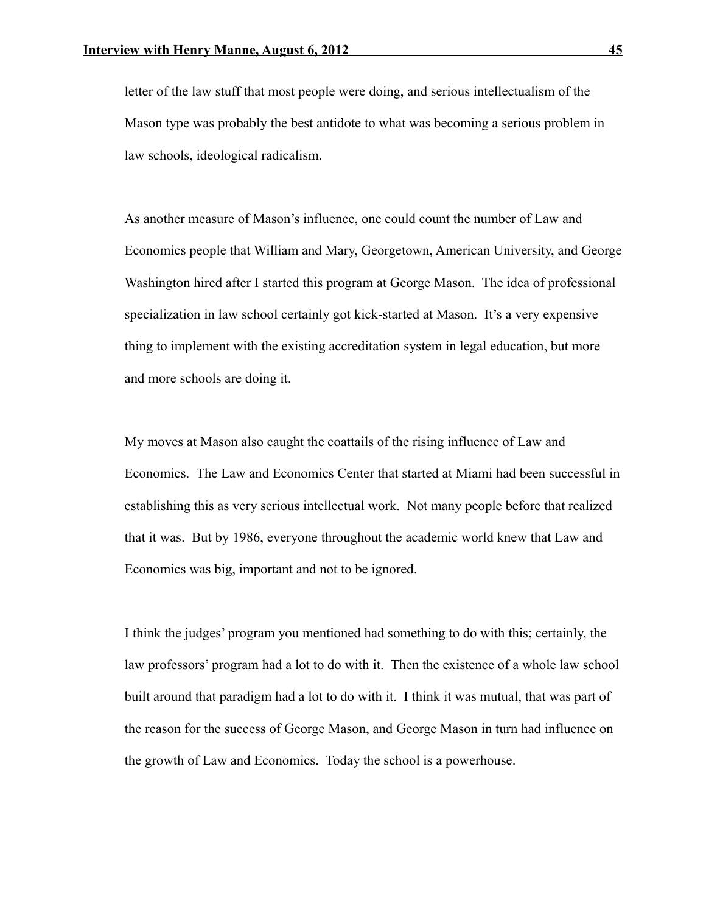letter of the law stuff that most people were doing, and serious intellectualism of the Mason type was probably the best antidote to what was becoming a serious problem in law schools, ideological radicalism.

As another measure of Mason's influence, one could count the number of Law and Economics people that William and Mary, Georgetown, American University, and George Washington hired after I started this program at George Mason. The idea of professional specialization in law school certainly got kick-started at Mason. It's a very expensive thing to implement with the existing accreditation system in legal education, but more and more schools are doing it.

My moves at Mason also caught the coattails of the rising influence of Law and Economics. The Law and Economics Center that started at Miami had been successful in establishing this as very serious intellectual work. Not many people before that realized that it was. But by 1986, everyone throughout the academic world knew that Law and Economics was big, important and not to be ignored.

I think the judges' program you mentioned had something to do with this; certainly, the law professors' program had a lot to do with it. Then the existence of a whole law school built around that paradigm had a lot to do with it. I think it was mutual, that was part of the reason for the success of George Mason, and George Mason in turn had influence on the growth of Law and Economics. Today the school is a powerhouse.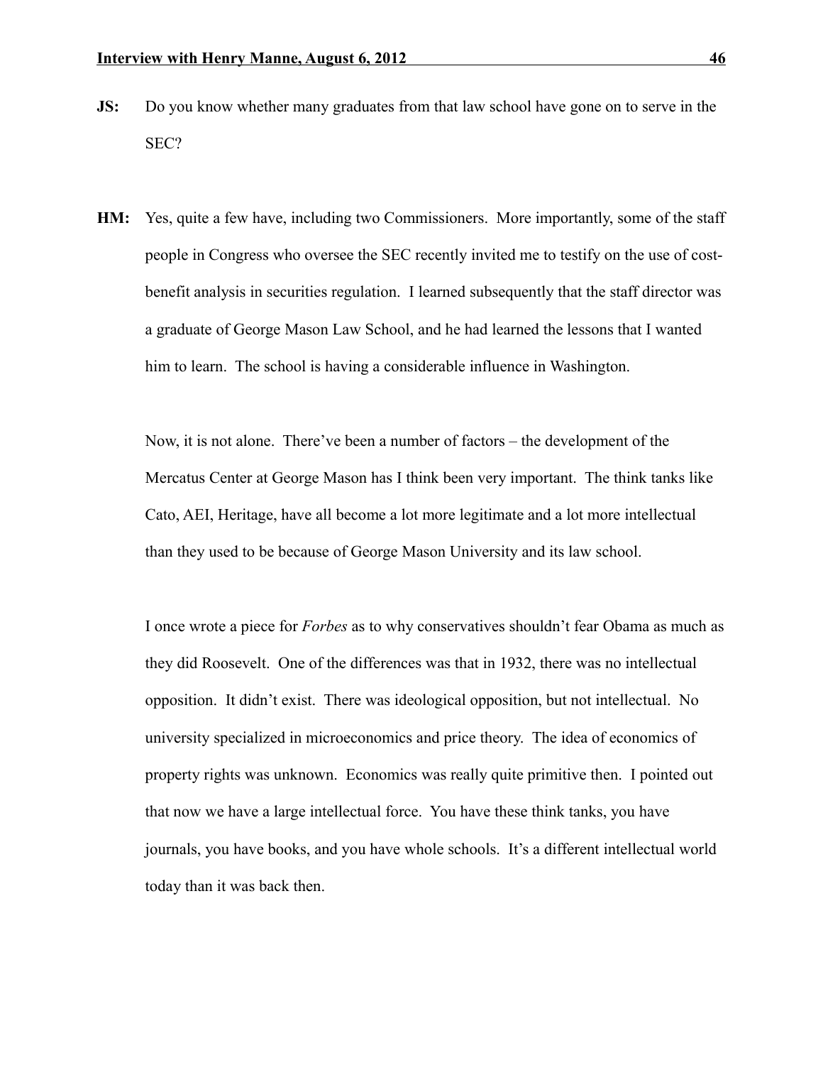**JS:** Do you know whether many graduates from that law school have gone on to serve in the SEC?

**HM:** Yes, quite a few have, including two Commissioners. More importantly, some of the staff people in Congress who oversee the SEC recently invited me to testify on the use of cost-benefit analysis in securities regulation. I learned subsequently that the staff director was a graduate of George Mason Law School, and he had learned the lessons that I wanted him to learn. The school is having a considerable influence in Washington.

Now, it is not alone. There've been a number of factors – the development of the Mercatus Center at George Mason has I think been very important. The think tanks like Cato, AEI, Heritage, have all become a lot more legitimate and a lot more intellectual than they used to be because of George Mason University and its law school.

I once wrote a piece for *Forbes* as to why conservatives shouldn't fear Obama as much as they did Roosevelt. One of the differences was that in 1932, there was no intellectual opposition. It didn't exist. There was ideological opposition, but not intellectual. No university specialized in microeconomics and price theory. The idea of economics of property rights was unknown. Economics was really quite primitive then. I pointed out that now we have a large intellectual force. You have these think tanks, you have journals, you have books, and you have whole schools. It's a different intellectual world today than it was back then.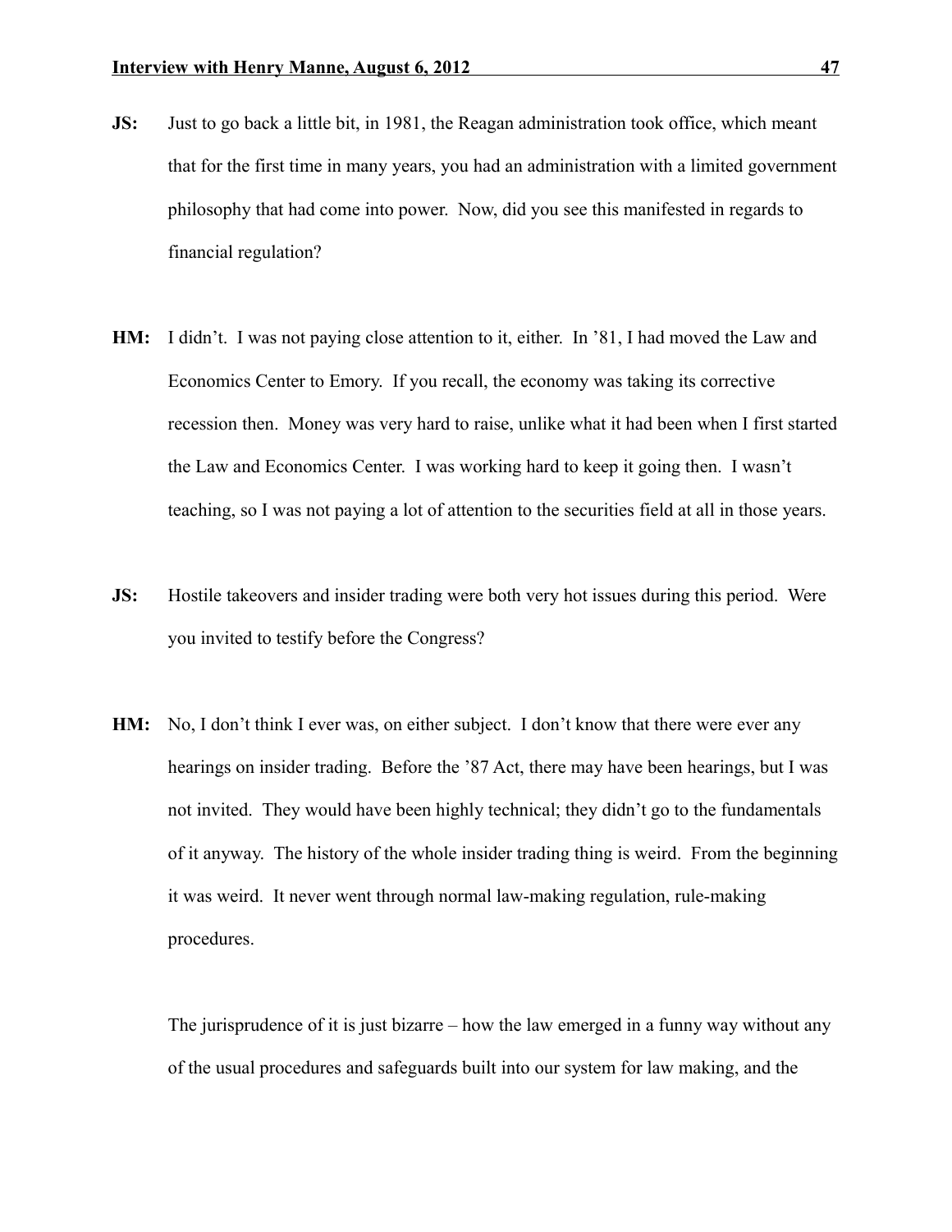**JS:** Just to go back a little bit, in 1981, the Reagan administration took office, which meant that for the first time in many years, you had an administration with a limited government philosophy that had come into power. Now, did you see this manifested in regards to financial regulation?

**HM:** I didn't. I was not paying close attention to it, either. In '81, I had moved the Law and Economics Center to Emory. If you recall, the economy was taking its corrective recession then. Money was very hard to raise, unlike what it had been when I first started the Law and Economics Center. I was working hard to keep it going then. I wasn't teaching, so I was not paying a lot of attention to the securities field at all in those years.

**JS:** Hostile takeovers and insider trading were both very hot issues during this period. Were you invited to testify before the Congress?

**HM:** No, I don't think I ever was, on either subject. I don't know that there were ever any hearings on insider trading. Before the '87 Act, there may have been hearings, but I was not invited. They would have been highly technical; they didn't go to the fundamentals of it anyway. The history of the whole insider trading thing is weird. From the beginning it was weird. It never went through normal law-making regulation, rule-making procedures.

The jurisprudence of it is just bizarre – how the law emerged in a funny way without any of the usual procedures and safeguards built into our system for law making, and the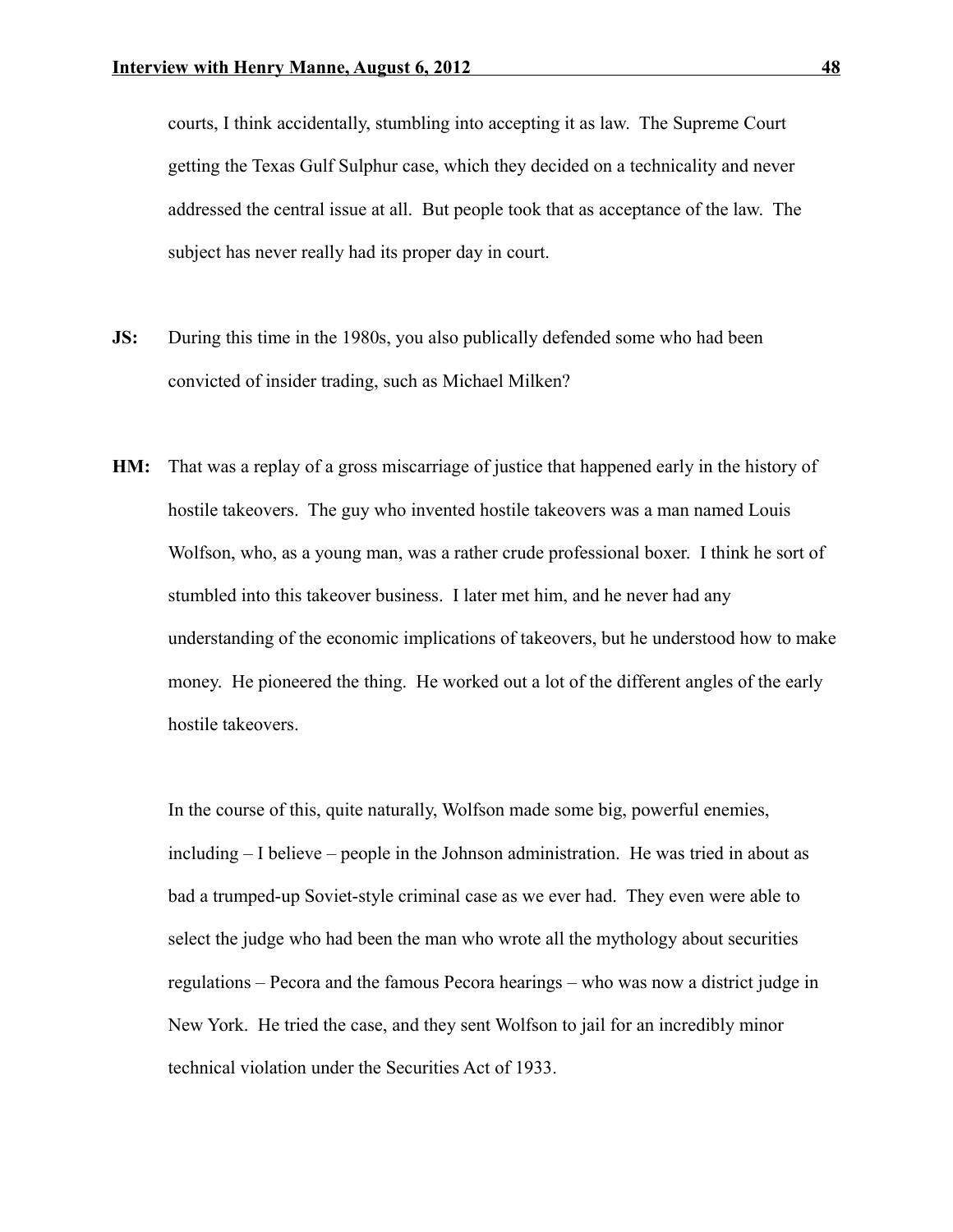courts, I think accidentally, stumbling into accepting it as law. The Supreme Court getting the Texas Gulf Sulphur case, which they decided on a technicality and never addressed the central issue at all. But people took that as acceptance of the law. The subject has never really had its proper day in court.

**JS:** During this time in the 1980s, you also publically defended some who had been convicted of insider trading, such as Michael Milken?

**HM:** That was a replay of a gross miscarriage of justice that happened early in the history of hostile takeovers. The guy who invented hostile takeovers was a man named Louis Wolfson, who, as a young man, was a rather crude professional boxer. I think he sort of stumbled into this takeover business. I later met him, and he never had any understanding of the economic implications of takeovers, but he understood how to make money. He pioneered the thing. He worked out a lot of the different angles of the early hostile takeovers.

In the course of this, quite naturally, Wolfson made some big, powerful enemies, including – I believe – people in the Johnson administration. He was tried in about as bad a trumped-up Soviet-style criminal case as we ever had. They even were able to select the judge who had been the man who wrote all the mythology about securities regulations – Pecora and the famous Pecora hearings – who was now a district judge in New York. He tried the case, and they sent Wolfson to jail for an incredibly minor technical violation under the Securities Act of 1933.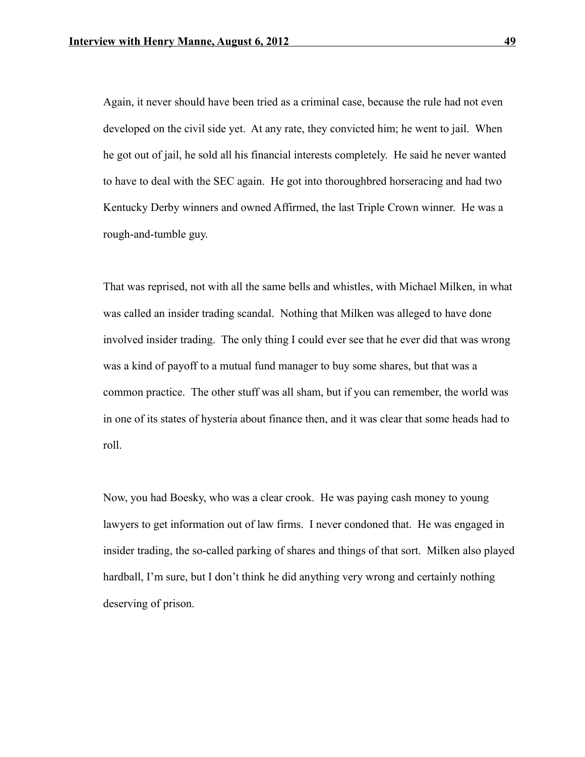Again, it never should have been tried as a criminal case, because the rule had not even developed on the civil side yet. At any rate, they convicted him; he went to jail. When he got out of jail, he sold all his financial interests completely. He said he never wanted to have to deal with the SEC again. He got into thoroughbred horseracing and had two Kentucky Derby winners and owned Affirmed, the last Triple Crown winner. He was a rough-and-tumble guy.

That was reprised, not with all the same bells and whistles, with Michael Milken, in what was called an insider trading scandal. Nothing that Milken was alleged to have done involved insider trading. The only thing I could ever see that he ever did that was wrong was a kind of payoff to a mutual fund manager to buy some shares, but that was a common practice. The other stuff was all sham, but if you can remember, the world was in one of its states of hysteria about finance then, and it was clear that some heads had to roll.

Now, you had Boesky, who was a clear crook. He was paying cash money to young lawyers to get information out of law firms. I never condoned that. He was engaged in insider trading, the so-called parking of shares and things of that sort. Milken also played hardball, I'm sure, but I don't think he did anything very wrong and certainly nothing deserving of prison.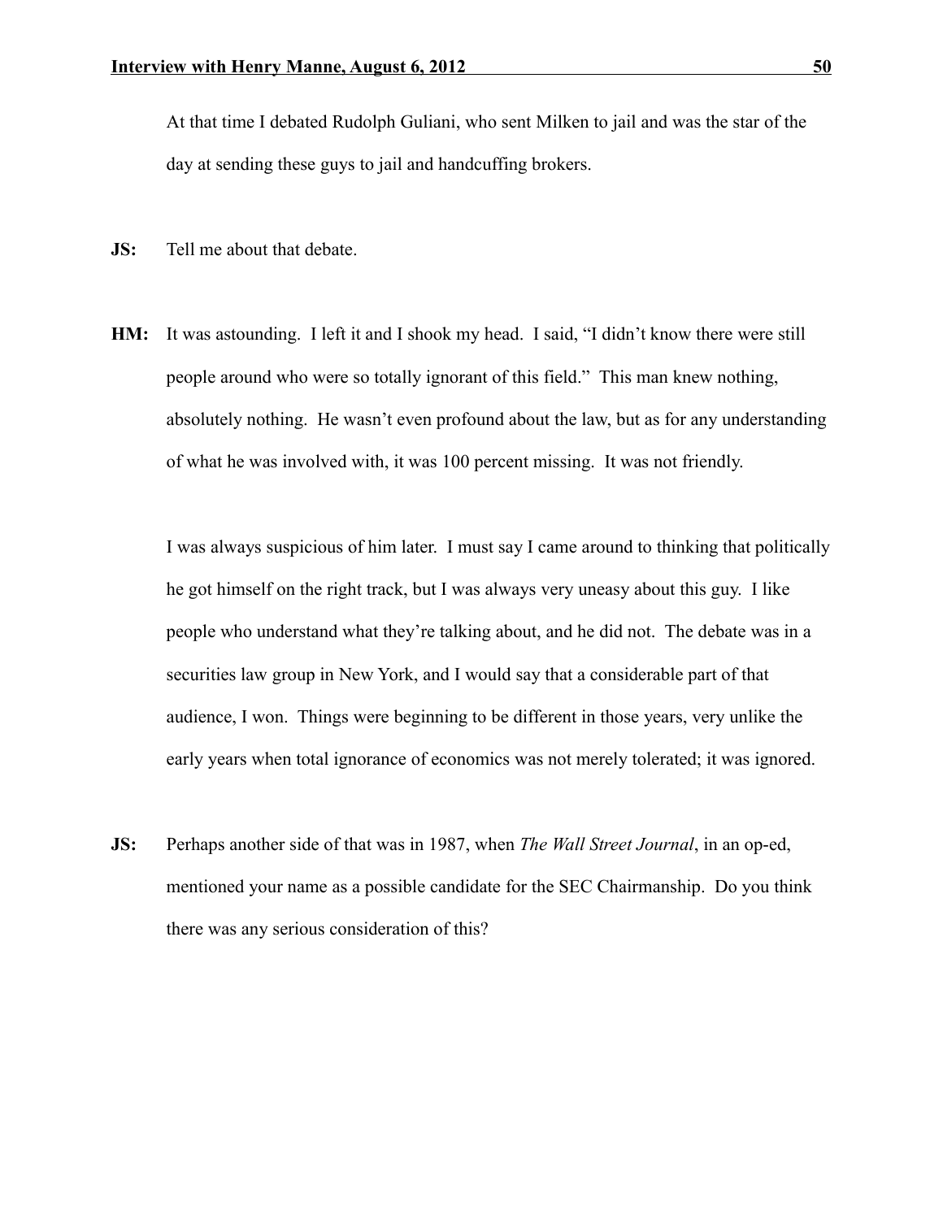At that time I debated Rudolph Guliani, who sent Milken to jail and was the star of the day at sending these guys to jail and handcuffing brokers.

**JS:** Tell me about that debate.

**HM:** It was astounding. I left it and I shook my head. I said, "I didn't know there were still people around who were so totally ignorant of this field." This man knew nothing, absolutely nothing. He wasn't even profound about the law, but as for any understanding of what he was involved with, it was 100 percent missing. It was not friendly.

I was always suspicious of him later. I must say I came around to thinking that politically he got himself on the right track, but I was always very uneasy about this guy. I like people who understand what they're talking about, and he did not. The debate was in a securities law group in New York, and I would say that a considerable part of that audience, I won. Things were beginning to be different in those years, very unlike the early years when total ignorance of economics was not merely tolerated; it was ignored.

**JS:** Perhaps another side of that was in 1987, when *The Wall Street Journal*, in an op-ed, mentioned your name as a possible candidate for the SEC Chairmanship. Do you think there was any serious consideration of this?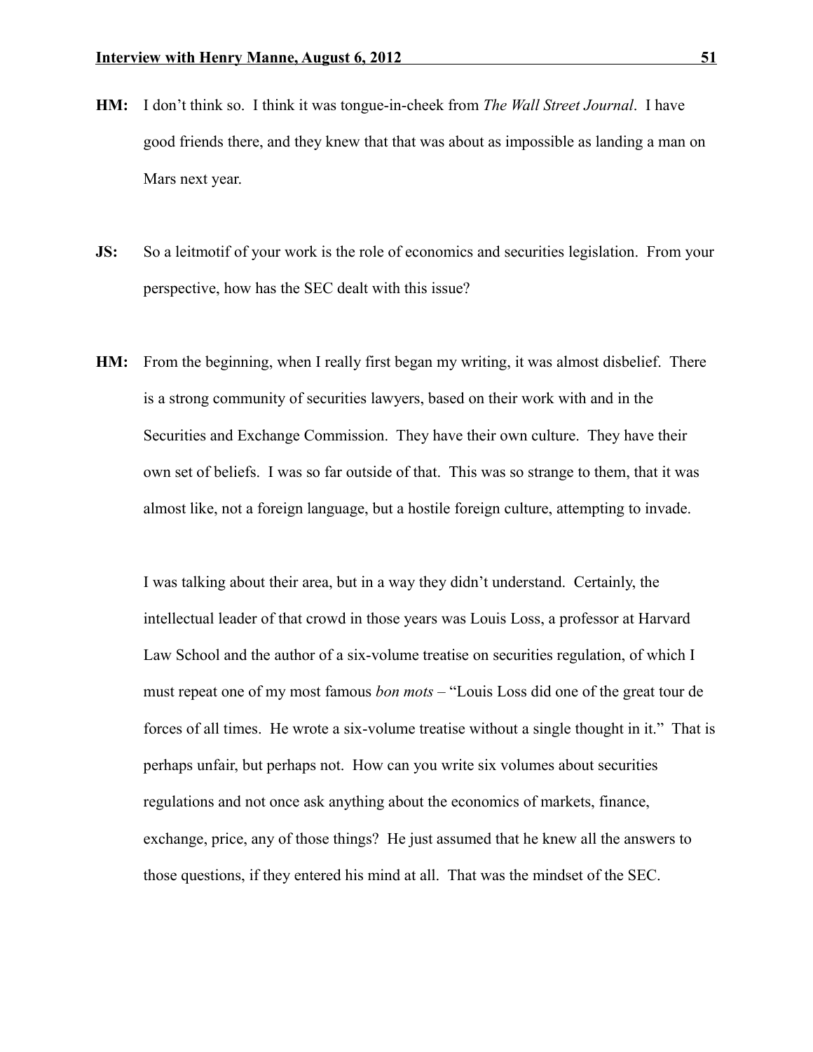**HM:** I don't think so. I think it was tongue-in-cheek from *The Wall Street Journal*. I have good friends there, and they knew that that was about as impossible as landing a man on Mars next year.

**JS:** So a leitmotif of your work is the role of economics and securities legislation. From your perspective, how has the SEC dealt with this issue?

**HM:** From the beginning, when I really first began my writing, it was almost disbelief. There is a strong community of securities lawyers, based on their work with and in the Securities and Exchange Commission. They have their own culture. They have their own set of beliefs. I was so far outside of that. This was so strange to them, that it was almost like, not a foreign language, but a hostile foreign culture, attempting to invade.

I was talking about their area, but in a way they didn't understand. Certainly, the intellectual leader of that crowd in those years was Louis Loss, a professor at Harvard Law School and the author of a six-volume treatise on securities regulation, of which I must repeat one of my most famous *bon mots* – "Louis Loss did one of the great tour de forces of all times. He wrote a six-volume treatise without a single thought in it." That is perhaps unfair, but perhaps not. How can you write six volumes about securities regulations and not once ask anything about the economics of markets, finance, exchange, price, any of those things? He just assumed that he knew all the answers to those questions, if they entered his mind at all. That was the mindset of the SEC.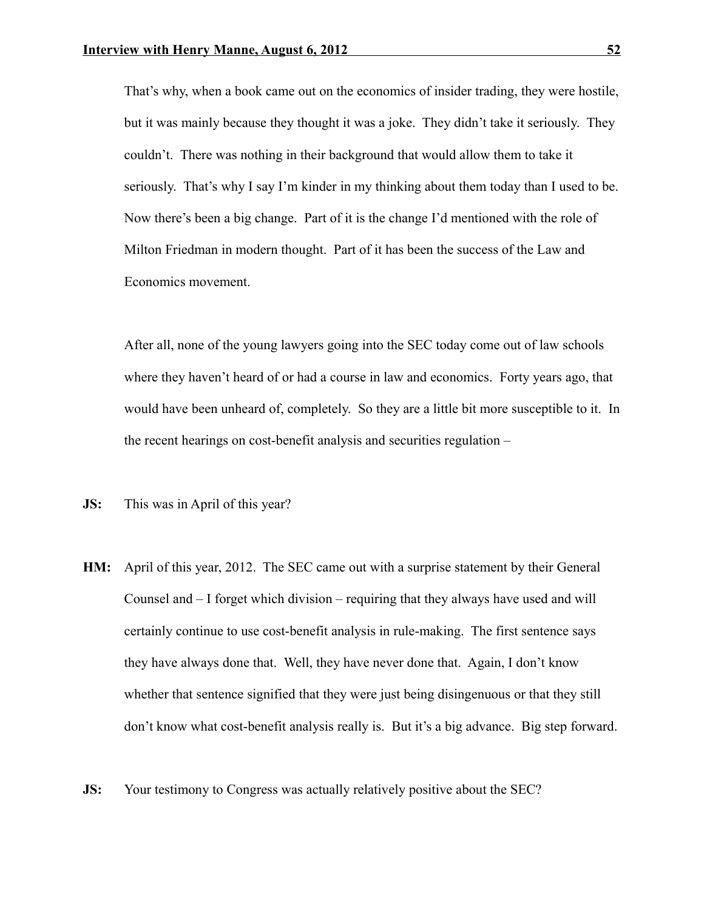That's why, when a book came out on the economics of insider trading, they were hostile, but it was mainly because they thought it was a joke. They didn't take it seriously. They couldn't. There was nothing in their background that would allow them to take it seriously. That's why I say I'm kinder in my thinking about them today than I used to be. Now there's been a big change. Part of it is the change I'd mentioned with the role of Milton Friedman in modern thought. Part of it has been the success of the Law and Economics movement.

After all, none of the young lawyers going into the SEC today come out of law schools where they haven't heard of or had a course in law and economics. Forty years ago, that would have been unheard of, completely. So they are a little bit more susceptible to it. In the recent hearings on cost-benefit analysis and securities regulation –

**JS:** This was in April of this year?

**HM:** April of this year, 2012. The SEC came out with a surprise statement by their General Counsel and – I forget which division – requiring that they always have used and will certainly continue to use cost-benefit analysis in rule-making. The first sentence says they have always done that. Well, they have never done that. Again, I don't know whether that sentence signified that they were just being disingenuous or that they still don't know what cost-benefit analysis really is. But it's a big advance. Big step forward.

**JS:** Your testimony to Congress was actually relatively positive about the SEC?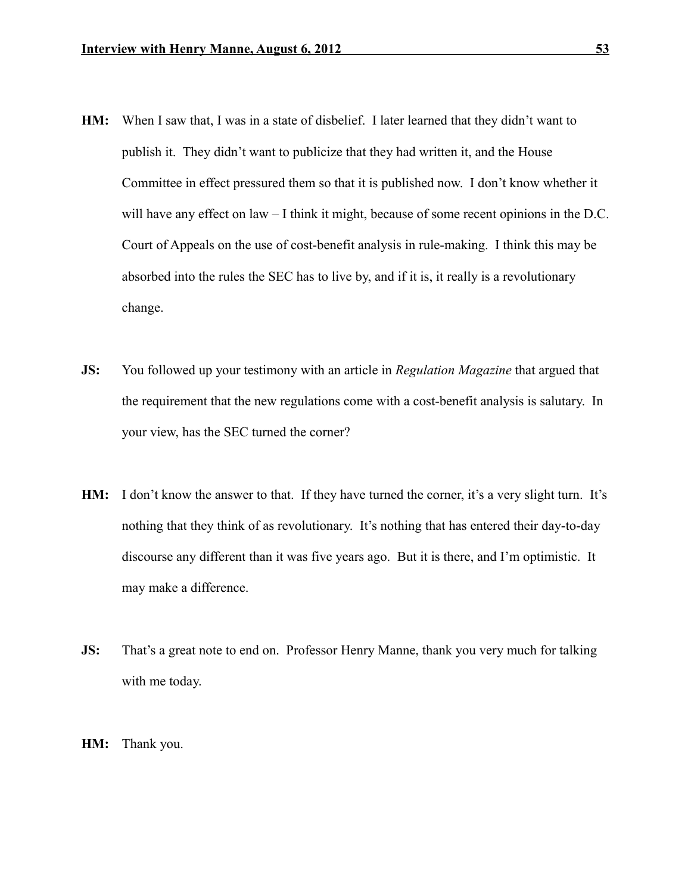**HM:** When I saw that, I was in a state of disbelief. I later learned that they didn't want to publish it. They didn't want to publicize that they had written it, and the House Committee in effect pressured them so that it is published now. I don't know whether it will have any effect on law – I think it might, because of some recent opinions in the D.C. Court of Appeals on the use of cost-benefit analysis in rule-making. I think this may be absorbed into the rules the SEC has to live by, and if it is, it really is a revolutionary change.

**JS:** You followed up your testimony with an article in *Regulation Magazine* that argued that the requirement that the new regulations come with a cost-benefit analysis is salutary. In your view, has the SEC turned the corner?

**HM:** I don't know the answer to that. If they have turned the corner, it's a very slight turn. It's nothing that they think of as revolutionary. It's nothing that has entered their day-to-day discourse any different than it was five years ago. But it is there, and I'm optimistic. It may make a difference.

**JS:** That's a great note to end on. Professor Henry Manne, thank you very much for talking with me today.

**HM:** Thank you.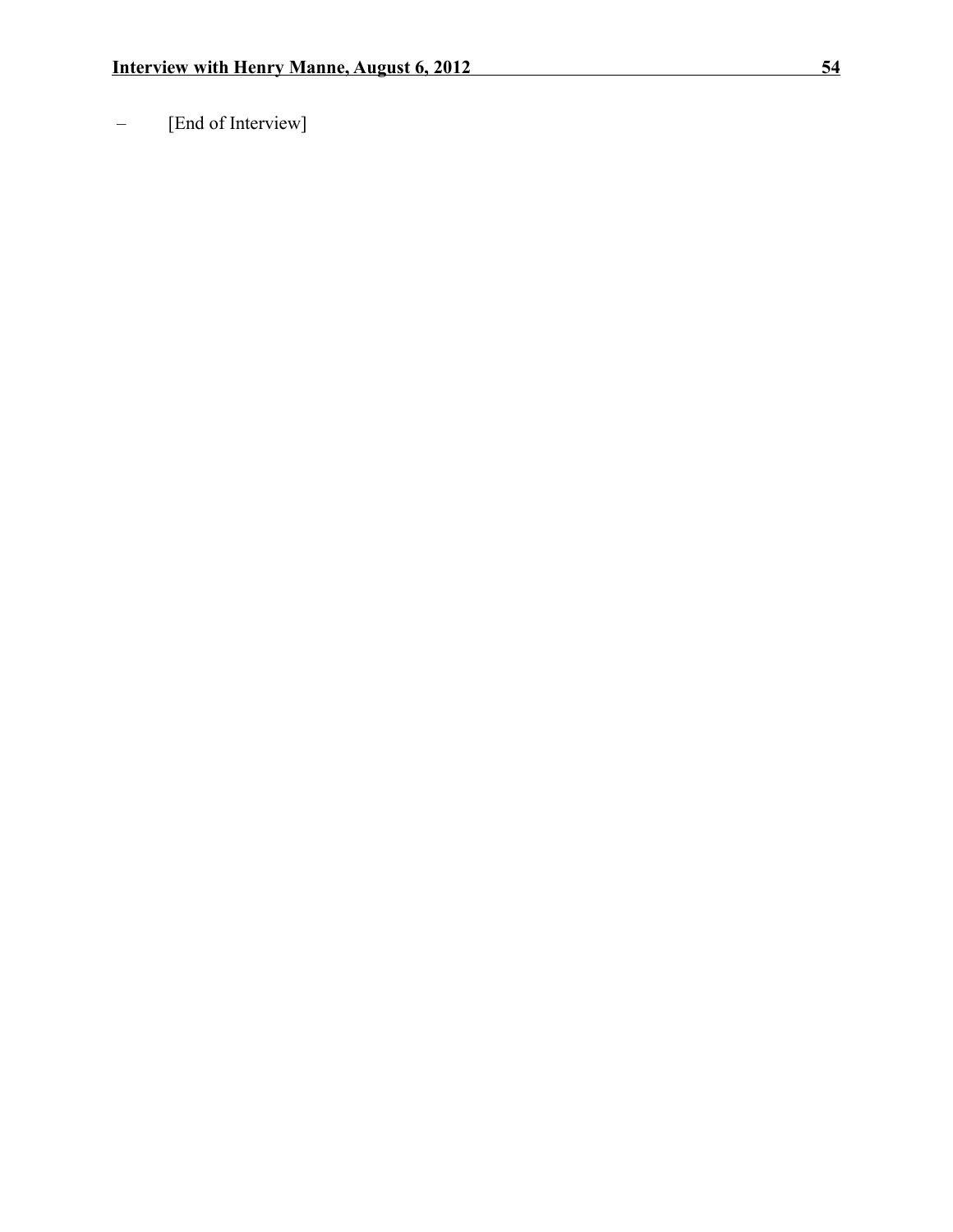– [End of Interview]